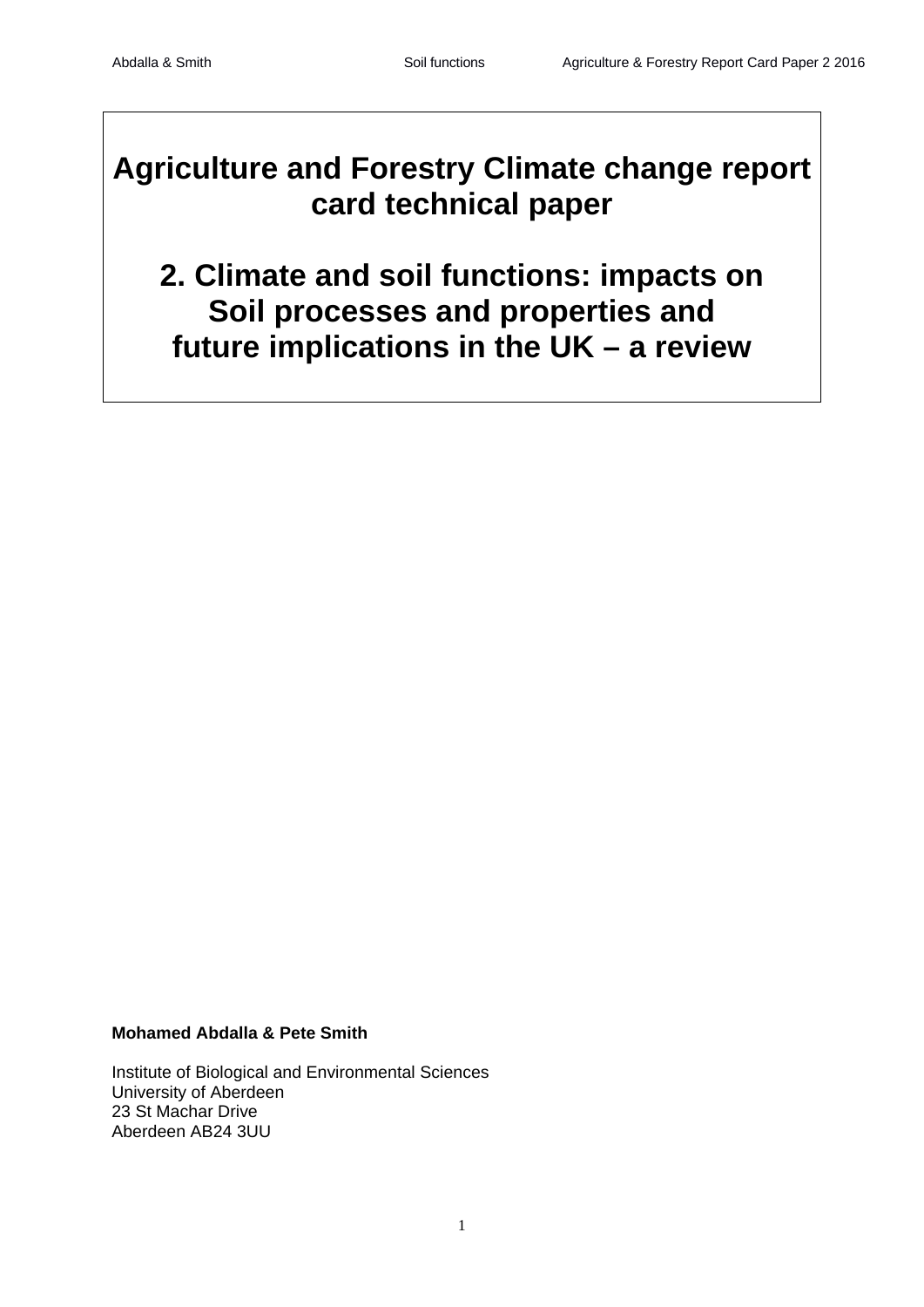# Agriculture and Forestry Climate change report card technical paper

# 2. Climate and soil functions: impacts on Soil processes and properties and future implications in the UK – a review

**Mohamed Abdalla & Pete Smith**

Institute of Biological and Environmental Sciences
University of Aberdeen
23 St Machar Drive
Aberdeen AB24 3UU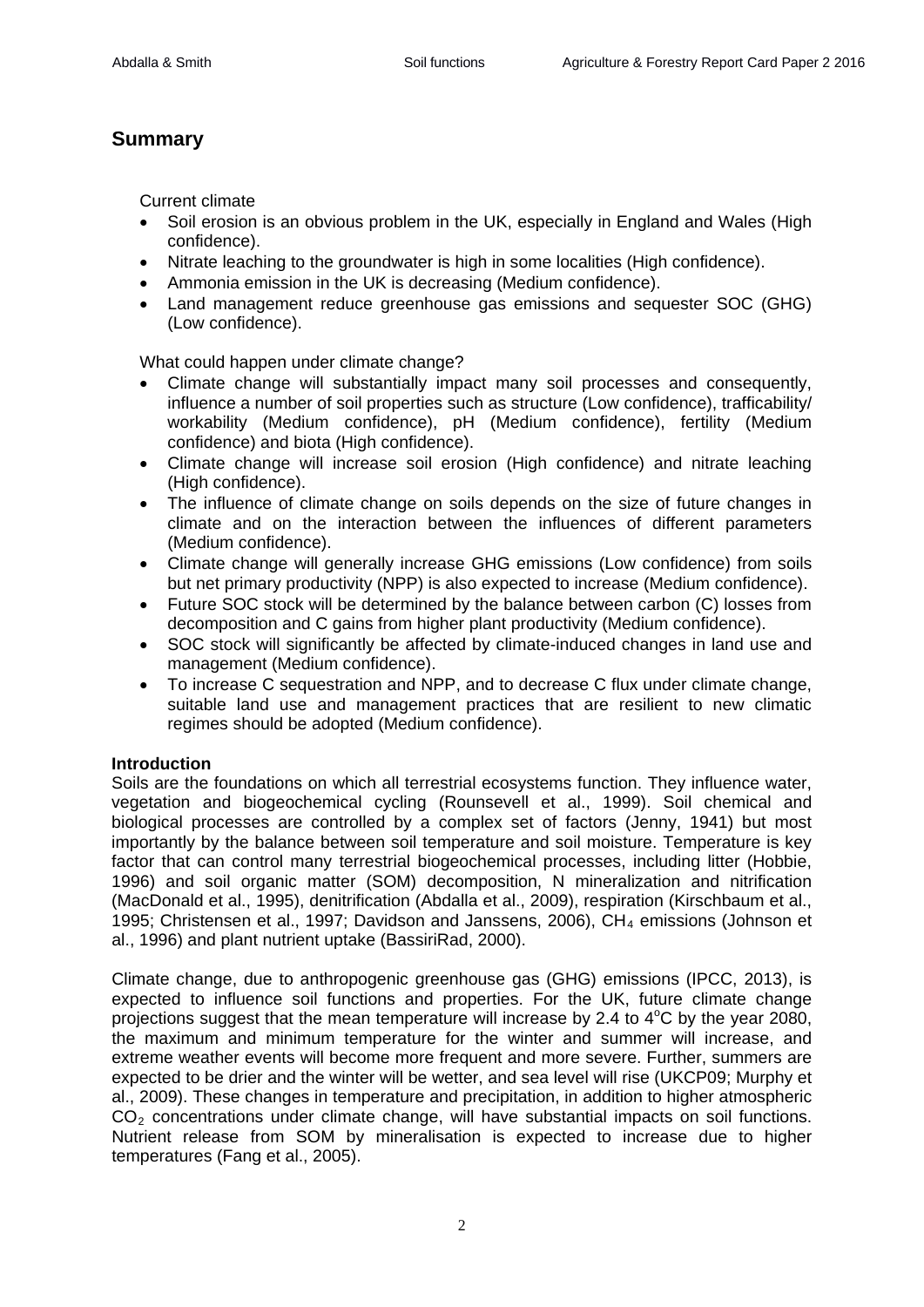## Summary

Current climate

- Soil erosion is an obvious problem in the UK, especially in England and Wales (High confidence).
- Nitrate leaching to the groundwater is high in some localities (High confidence).
- Ammonia emission in the UK is decreasing (Medium confidence).
- Land management reduce greenhouse gas emissions and sequester SOC (GHG) (Low confidence).

What could happen under climate change?

- Climate change will substantially impact many soil processes and consequently, influence a number of soil properties such as structure (Low confidence), trafficability/ workability (Medium confidence), pH (Medium confidence), fertility (Medium confidence) and biota (High confidence).
- Climate change will increase soil erosion (High confidence) and nitrate leaching (High confidence).
- The influence of climate change on soils depends on the size of future changes in climate and on the interaction between the influences of different parameters (Medium confidence).
- Climate change will generally increase GHG emissions (Low confidence) from soils but net primary productivity (NPP) is also expected to increase (Medium confidence).
- Future SOC stock will be determined by the balance between carbon (C) losses from decomposition and C gains from higher plant productivity (Medium confidence).
- SOC stock will significantly be affected by climate-induced changes in land use and management (Medium confidence).
- To increase C sequestration and NPP, and to decrease C flux under climate change, suitable land use and management practices that are resilient to new climatic regimes should be adopted (Medium confidence).

**Introduction**

Soils are the foundations on which all terrestrial ecosystems function. They influence water, vegetation and biogeochemical cycling (Rounsevell et al., 1999). Soil chemical and biological processes are controlled by a complex set of factors (Jenny, 1941) but most importantly by the balance between soil temperature and soil moisture. Temperature is key factor that can control many terrestrial biogeochemical processes, including litter (Hobbie, 1996) and soil organic matter (SOM) decomposition, N mineralization and nitrification (MacDonald et al., 1995), denitrification (Abdalla et al., 2009), respiration (Kirschbaum et al., 1995; Christensen et al., 1997; Davidson and Janssens, 2006), $CH_4$ emissions (Johnson et al., 1996) and plant nutrient uptake (BassiriRad, 2000).

Climate change, due to anthropogenic greenhouse gas (GHG) emissions (IPCC, 2013), is expected to influence soil functions and properties. For the UK, future climate change projections suggest that the mean temperature will increase by 2.4 to 4$^{o}$C by the year 2080, the maximum and minimum temperature for the winter and summer will increase, and extreme weather events will become more frequent and more severe. Further, summers are expected to be drier and the winter will be wetter, and sea level will rise (UKCP09; Murphy et al., 2009). These changes in temperature and precipitation, in addition to higher atmospheric $CO_2$ concentrations under climate change, will have substantial impacts on soil functions. Nutrient release from SOM by mineralisation is expected to increase due to higher temperatures (Fang et al., 2005).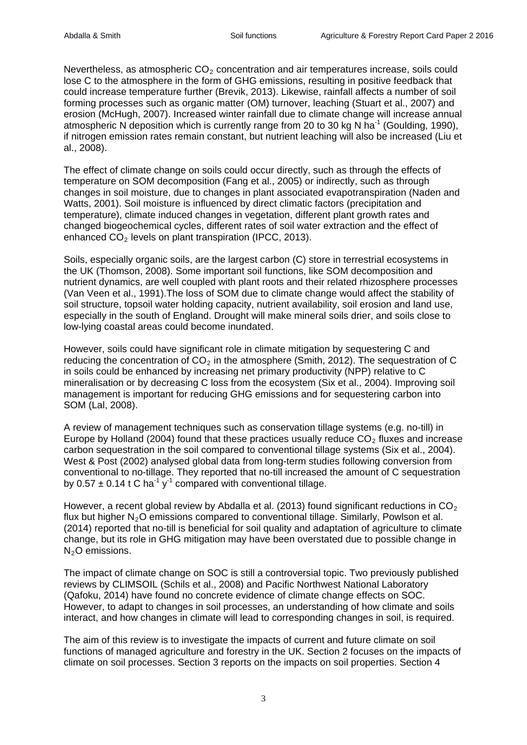Nevertheless, as atmospheric $CO_2$ concentration and air temperatures increase, soils could lose C to the atmosphere in the form of GHG emissions, resulting in positive feedback that could increase temperature further (Brevik, 2013). Likewise, rainfall affects a number of soil forming processes such as organic matter (OM) turnover, leaching (Stuart et al., 2007) and erosion (McHugh, 2007). Increased winter rainfall due to climate change will increase annual atmospheric N deposition which is currently range from 20 to 30 kg N $ha^{-1}$ (Goulding, 1990), if nitrogen emission rates remain constant, but nutrient leaching will also be increased (Liu et al., 2008).

The effect of climate change on soils could occur directly, such as through the effects of temperature on SOM decomposition (Fang et al., 2005) or indirectly, such as through changes in soil moisture, due to changes in plant associated evapotranspiration (Naden and Watts, 2001). Soil moisture is influenced by direct climatic factors (precipitation and temperature), climate induced changes in vegetation, different plant growth rates and changed biogeochemical cycles, different rates of soil water extraction and the effect of enhanced $CO_2$ levels on plant transpiration (IPCC, 2013).

Soils, especially organic soils, are the largest carbon (C) store in terrestrial ecosystems in the UK (Thomson, 2008). Some important soil functions, like SOM decomposition and nutrient dynamics, are well coupled with plant roots and their related rhizosphere processes (Van Veen et al., 1991).The loss of SOM due to climate change would affect the stability of soil structure, topsoil water holding capacity, nutrient availability, soil erosion and land use, especially in the south of England. Drought will make mineral soils drier, and soils close to low-lying coastal areas could become inundated.

However, soils could have significant role in climate mitigation by sequestering C and reducing the concentration of $CO_2$ in the atmosphere (Smith, 2012). The sequestration of C in soils could be enhanced by increasing net primary productivity (NPP) relative to C mineralisation or by decreasing C loss from the ecosystem (Six et al., 2004). Improving soil management is important for reducing GHG emissions and for sequestering carbon into SOM (Lal, 2008).

A review of management techniques such as conservation tillage systems (e.g. no-till) in Europe by Holland (2004) found that these practices usually reduce $CO_2$ fluxes and increase carbon sequestration in the soil compared to conventional tillage systems (Six et al., 2004). West & Post (2002) analysed global data from long-term studies following conversion from conventional to no-tillage. They reported that no-till increased the amount of C sequestration by $0.57 \pm 0.14$ t C $ha^{-1}$ $y^{-1}$ compared with conventional tillage.

However, a recent global review by Abdalla et al. (2013) found significant reductions in $CO_2$ flux but higher $N_2O$ emissions compared to conventional tillage. Similarly, Powlson et al. (2014) reported that no-till is beneficial for soil quality and adaptation of agriculture to climate change, but its role in GHG mitigation may have been overstated due to possible change in $N_2O$ emissions.

The impact of climate change on SOC is still a controversial topic. Two previously published reviews by CLIMSOIL (Schils et al., 2008) and Pacific Northwest National Laboratory (Qafoku, 2014) have found no concrete evidence of climate change effects on SOC. However, to adapt to changes in soil processes, an understanding of how climate and soils interact, and how changes in climate will lead to corresponding changes in soil, is required.

The aim of this review is to investigate the impacts of current and future climate on soil functions of managed agriculture and forestry in the UK. Section 2 focuses on the impacts of climate on soil processes. Section 3 reports on the impacts on soil properties. Section 4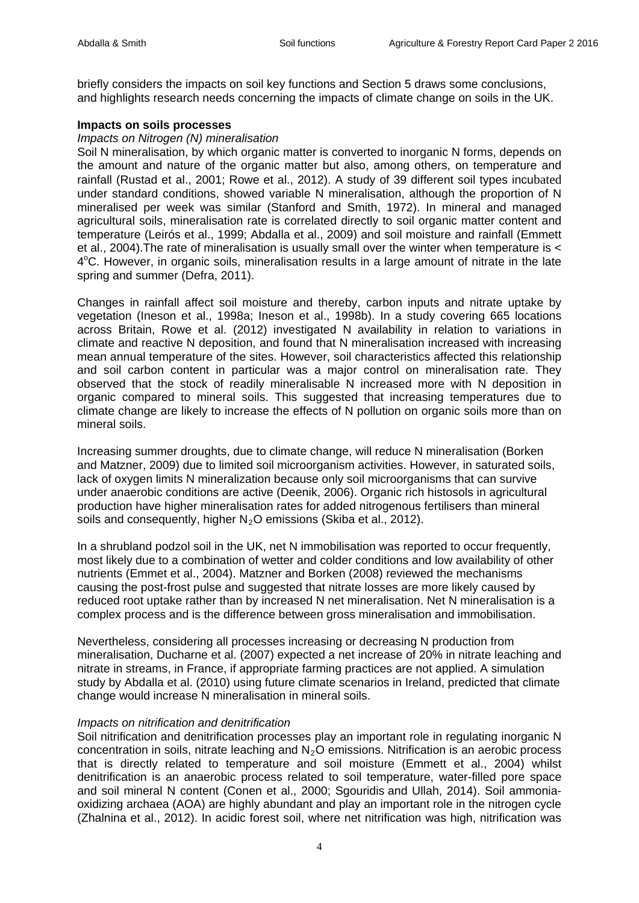briefly considers the impacts on soil key functions and Section 5 draws some conclusions, and highlights research needs concerning the impacts of climate change on soils in the UK.

**Impacts on soils processes**

*Impacts on Nitrogen (N) mineralisation*

Soil N mineralisation, by which organic matter is converted to inorganic N forms, depends on the amount and nature of the organic matter but also, among others, on temperature and rainfall (Rustad et al., 2001; Rowe et al., 2012). A study of 39 different soil types incubated under standard conditions, showed variable N mineralisation, although the proportion of N mineralised per week was similar (Stanford and Smith, 1972). In mineral and managed agricultural soils, mineralisation rate is correlated directly to soil organic matter content and temperature (Leirós et al., 1999; Abdalla et al., 2009) and soil moisture and rainfall (Emmett et al., 2004).The rate of mineralisation is usually small over the winter when temperature is < $4^{o}$C. However, in organic soils, mineralisation results in a large amount of nitrate in the late spring and summer (Defra, 2011).

Changes in rainfall affect soil moisture and thereby, carbon inputs and nitrate uptake by vegetation (Ineson et al., 1998a; Ineson et al., 1998b). In a study covering 665 locations across Britain, Rowe et al. (2012) investigated N availability in relation to variations in climate and reactive N deposition, and found that N mineralisation increased with increasing mean annual temperature of the sites. However, soil characteristics affected this relationship and soil carbon content in particular was a major control on mineralisation rate. They observed that the stock of readily mineralisable N increased more with N deposition in organic compared to mineral soils. This suggested that increasing temperatures due to climate change are likely to increase the effects of N pollution on organic soils more than on mineral soils.

Increasing summer droughts, due to climate change, will reduce N mineralisation (Borken and Matzner, 2009) due to limited soil microorganism activities. However, in saturated soils, lack of oxygen limits N mineralization because only soil microorganisms that can survive under anaerobic conditions are active (Deenik, 2006). Organic rich histosols in agricultural production have higher mineralisation rates for added nitrogenous fertilisers than mineral soils and consequently, higher $N_2O$ emissions (Skiba et al., 2012).

In a shrubland podzol soil in the UK, net N immobilisation was reported to occur frequently, most likely due to a combination of wetter and colder conditions and low availability of other nutrients (Emmet et al., 2004). Matzner and Borken (2008) reviewed the mechanisms causing the post-frost pulse and suggested that nitrate losses are more likely caused by reduced root uptake rather than by increased N net mineralisation. Net N mineralisation is a complex process and is the difference between gross mineralisation and immobilisation.

Nevertheless, considering all processes increasing or decreasing N production from mineralisation, Ducharne et al. (2007) expected a net increase of 20% in nitrate leaching and nitrate in streams, in France, if appropriate farming practices are not applied. A simulation study by Abdalla et al. (2010) using future climate scenarios in Ireland, predicted that climate change would increase N mineralisation in mineral soils.

*Impacts on nitrification and denitrification*

Soil nitrification and denitrification processes play an important role in regulating inorganic N concentration in soils, nitrate leaching and $N_2O$ emissions. Nitrification is an aerobic process that is directly related to temperature and soil moisture (Emmett et al., 2004) whilst denitrification is an anaerobic process related to soil temperature, water-filled pore space and soil mineral N content (Conen et al., 2000; Sgouridis and Ullah, 2014). Soil ammonia-oxidizing archaea (AOA) are highly abundant and play an important role in the nitrogen cycle (Zhalnina et al., 2012). In acidic forest soil, where net nitrification was high, nitrification was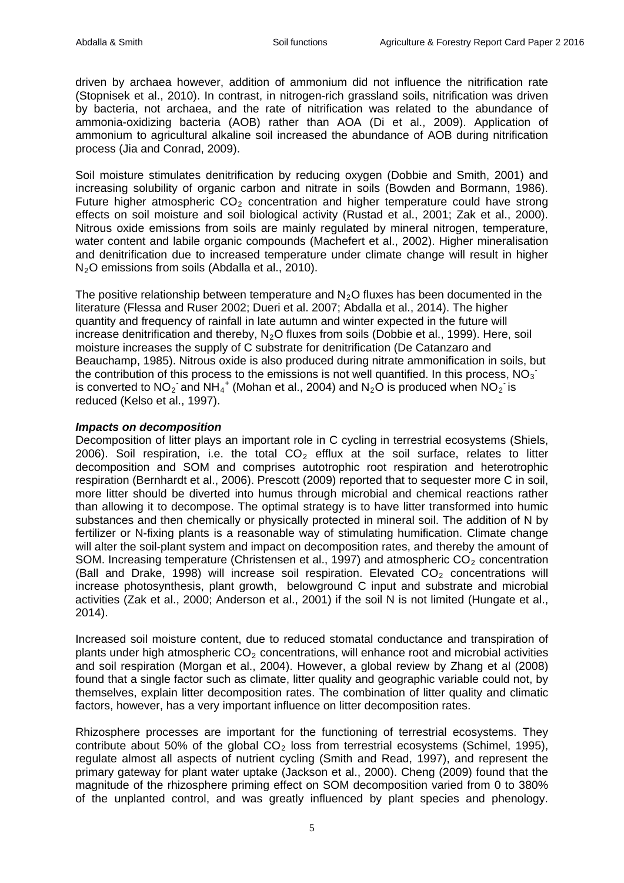driven by archaea however, addition of ammonium did not influence the nitrification rate (Stopnisek et al., 2010). In contrast, in nitrogen-rich grassland soils, nitrification was driven by bacteria, not archaea, and the rate of nitrification was related to the abundance of ammonia-oxidizing bacteria (AOB) rather than AOA (Di et al., 2009). Application of ammonium to agricultural alkaline soil increased the abundance of AOB during nitrification process (Jia and Conrad, 2009).

Soil moisture stimulates denitrification by reducing oxygen (Dobbie and Smith, 2001) and increasing solubility of organic carbon and nitrate in soils (Bowden and Bormann, 1986). Future higher atmospheric $CO_2$ concentration and higher temperature could have strong effects on soil moisture and soil biological activity (Rustad et al., 2001; Zak et al., 2000). Nitrous oxide emissions from soils are mainly regulated by mineral nitrogen, temperature, water content and labile organic compounds (Machefert et al., 2002). Higher mineralisation and denitrification due to increased temperature under climate change will result in higher $N_2O$ emissions from soils (Abdalla et al., 2010).

The positive relationship between temperature and $N_2O$ fluxes has been documented in the literature (Flessa and Ruser 2002; Dueri et al. 2007; Abdalla et al., 2014). The higher quantity and frequency of rainfall in late autumn and winter expected in the future will increase denitrification and thereby, $N_2O$ fluxes from soils (Dobbie et al., 1999). Here, soil moisture increases the supply of C substrate for denitrification (De Catanzaro and Beauchamp, 1985). Nitrous oxide is also produced during nitrate ammonification in soils, but the contribution of this process to the emissions is not well quantified. In this process, $NO_3^-$ is converted to $NO_2^-$ and $NH_4^+$ (Mohan et al., 2004) and $N_2O$ is produced when $NO_2^-$ is reduced (Kelso et al., 1997).

***Impacts on decomposition***

Decomposition of litter plays an important role in C cycling in terrestrial ecosystems (Shiels, 2006). Soil respiration, i.e. the total $CO_2$ efflux at the soil surface, relates to litter decomposition and SOM and comprises autotrophic root respiration and heterotrophic respiration (Bernhardt et al., 2006). Prescott (2009) reported that to sequester more C in soil, more litter should be diverted into humus through microbial and chemical reactions rather than allowing it to decompose. The optimal strategy is to have litter transformed into humic substances and then chemically or physically protected in mineral soil. The addition of N by fertilizer or N-fixing plants is a reasonable way of stimulating humification. Climate change will alter the soil-plant system and impact on decomposition rates, and thereby the amount of SOM. Increasing temperature (Christensen et al., 1997) and atmospheric $CO_2$ concentration (Ball and Drake, 1998) will increase soil respiration. Elevated $CO_2$ concentrations will increase photosynthesis, plant growth, belowground C input and substrate and microbial activities (Zak et al., 2000; Anderson et al., 2001) if the soil N is not limited (Hungate et al., 2014).

Increased soil moisture content, due to reduced stomatal conductance and transpiration of plants under high atmospheric $CO_2$ concentrations, will enhance root and microbial activities and soil respiration (Morgan et al., 2004). However, a global review by Zhang et al (2008) found that a single factor such as climate, litter quality and geographic variable could not, by themselves, explain litter decomposition rates. The combination of litter quality and climatic factors, however, has a very important influence on litter decomposition rates.

Rhizosphere processes are important for the functioning of terrestrial ecosystems. They contribute about 50% of the global $CO_2$ loss from terrestrial ecosystems (Schimel, 1995), regulate almost all aspects of nutrient cycling (Smith and Read, 1997), and represent the primary gateway for plant water uptake (Jackson et al., 2000). Cheng (2009) found that the magnitude of the rhizosphere priming effect on SOM decomposition varied from 0 to 380% of the unplanted control, and was greatly influenced by plant species and phenology.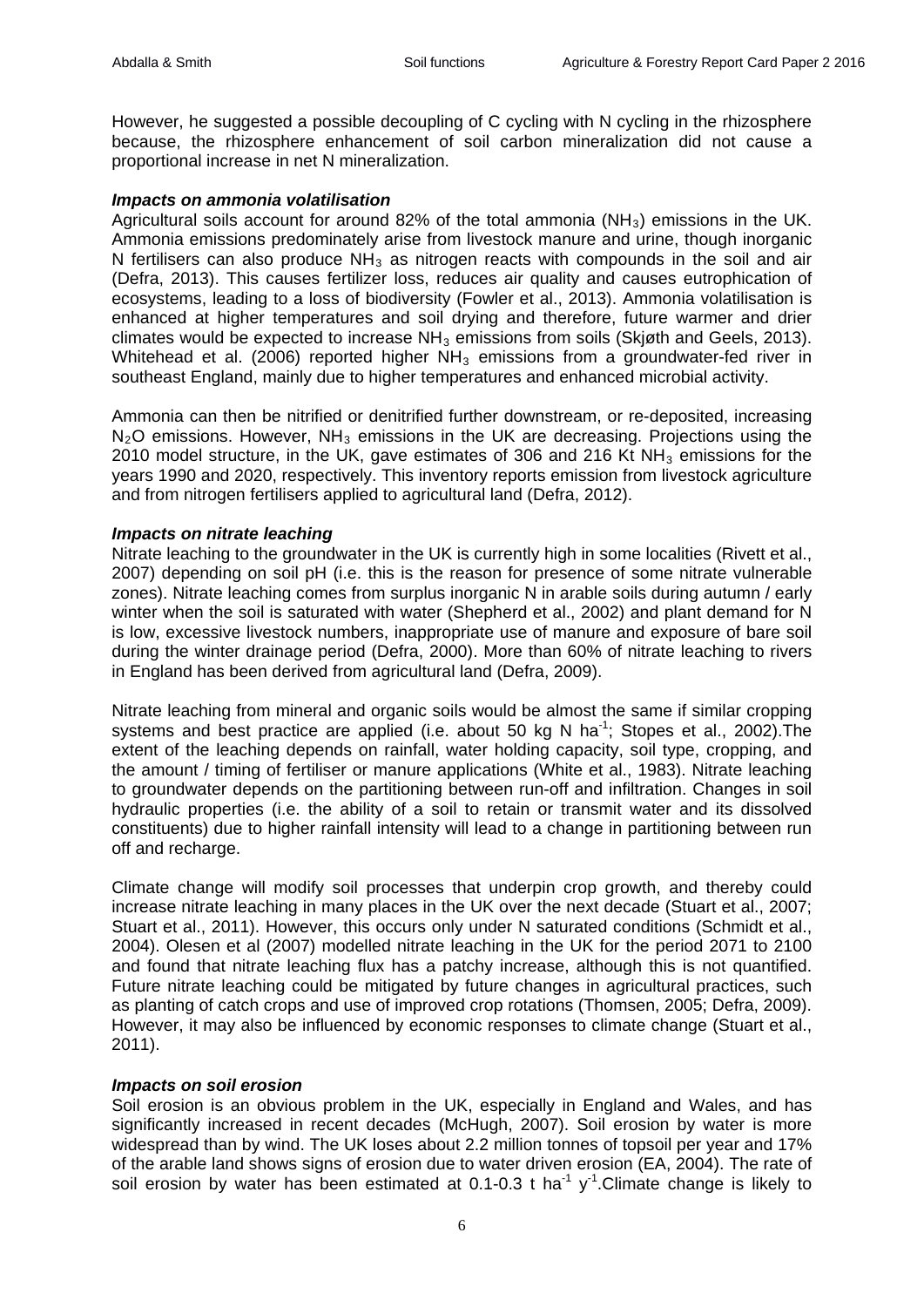However, he suggested a possible decoupling of C cycling with N cycling in the rhizosphere because, the rhizosphere enhancement of soil carbon mineralization did not cause a proportional increase in net N mineralization.

***Impacts on ammonia volatilisation***

Agricultural soils account for around 82% of the total ammonia ($NH_3$) emissions in the UK. Ammonia emissions predominately arise from livestock manure and urine, though inorganic N fertilisers can also produce $NH_3$ as nitrogen reacts with compounds in the soil and air (Defra, 2013). This causes fertilizer loss, reduces air quality and causes eutrophication of ecosystems, leading to a loss of biodiversity (Fowler et al., 2013). Ammonia volatilisation is enhanced at higher temperatures and soil drying and therefore, future warmer and drier climates would be expected to increase $NH_3$ emissions from soils (Skjøth and Geels, 2013). Whitehead et al. (2006) reported higher $NH_3$ emissions from a groundwater-fed river in southeast England, mainly due to higher temperatures and enhanced microbial activity.

Ammonia can then be nitrified or denitrified further downstream, or re-deposited, increasing $N_2O$ emissions. However, $NH_3$ emissions in the UK are decreasing. Projections using the 2010 model structure, in the UK, gave estimates of 306 and 216 Kt $NH_3$ emissions for the years 1990 and 2020, respectively. This inventory reports emission from livestock agriculture and from nitrogen fertilisers applied to agricultural land (Defra, 2012).

***Impacts on nitrate leaching***

Nitrate leaching to the groundwater in the UK is currently high in some localities (Rivett et al., 2007) depending on soil pH (i.e. this is the reason for presence of some nitrate vulnerable zones). Nitrate leaching comes from surplus inorganic N in arable soils during autumn / early winter when the soil is saturated with water (Shepherd et al., 2002) and plant demand for N is low, excessive livestock numbers, inappropriate use of manure and exposure of bare soil during the winter drainage period (Defra, 2000). More than 60% of nitrate leaching to rivers in England has been derived from agricultural land (Defra, 2009).

Nitrate leaching from mineral and organic soils would be almost the same if similar cropping systems and best practice are applied (i.e. about 50 kg N $ha^{-1}$; Stopes et al., 2002).The extent of the leaching depends on rainfall, water holding capacity, soil type, cropping, and the amount / timing of fertiliser or manure applications (White et al., 1983). Nitrate leaching to groundwater depends on the partitioning between run-off and infiltration. Changes in soil hydraulic properties (i.e. the ability of a soil to retain or transmit water and its dissolved constituents) due to higher rainfall intensity will lead to a change in partitioning between run off and recharge.

Climate change will modify soil processes that underpin crop growth, and thereby could increase nitrate leaching in many places in the UK over the next decade (Stuart et al., 2007; Stuart et al., 2011). However, this occurs only under N saturated conditions (Schmidt et al., 2004). Olesen et al (2007) modelled nitrate leaching in the UK for the period 2071 to 2100 and found that nitrate leaching flux has a patchy increase, although this is not quantified. Future nitrate leaching could be mitigated by future changes in agricultural practices, such as planting of catch crops and use of improved crop rotations (Thomsen, 2005; Defra, 2009). However, it may also be influenced by economic responses to climate change (Stuart et al., 2011).

***Impacts on soil erosion***

Soil erosion is an obvious problem in the UK, especially in England and Wales, and has significantly increased in recent decades (McHugh, 2007). Soil erosion by water is more widespread than by wind. The UK loses about 2.2 million tonnes of topsoil per year and 17% of the arable land shows signs of erosion due to water driven erosion (EA, 2004). The rate of soil erosion by water has been estimated at 0.1-0.3 t $ha^{-1}$ $y^{-1}$.Climate change is likely to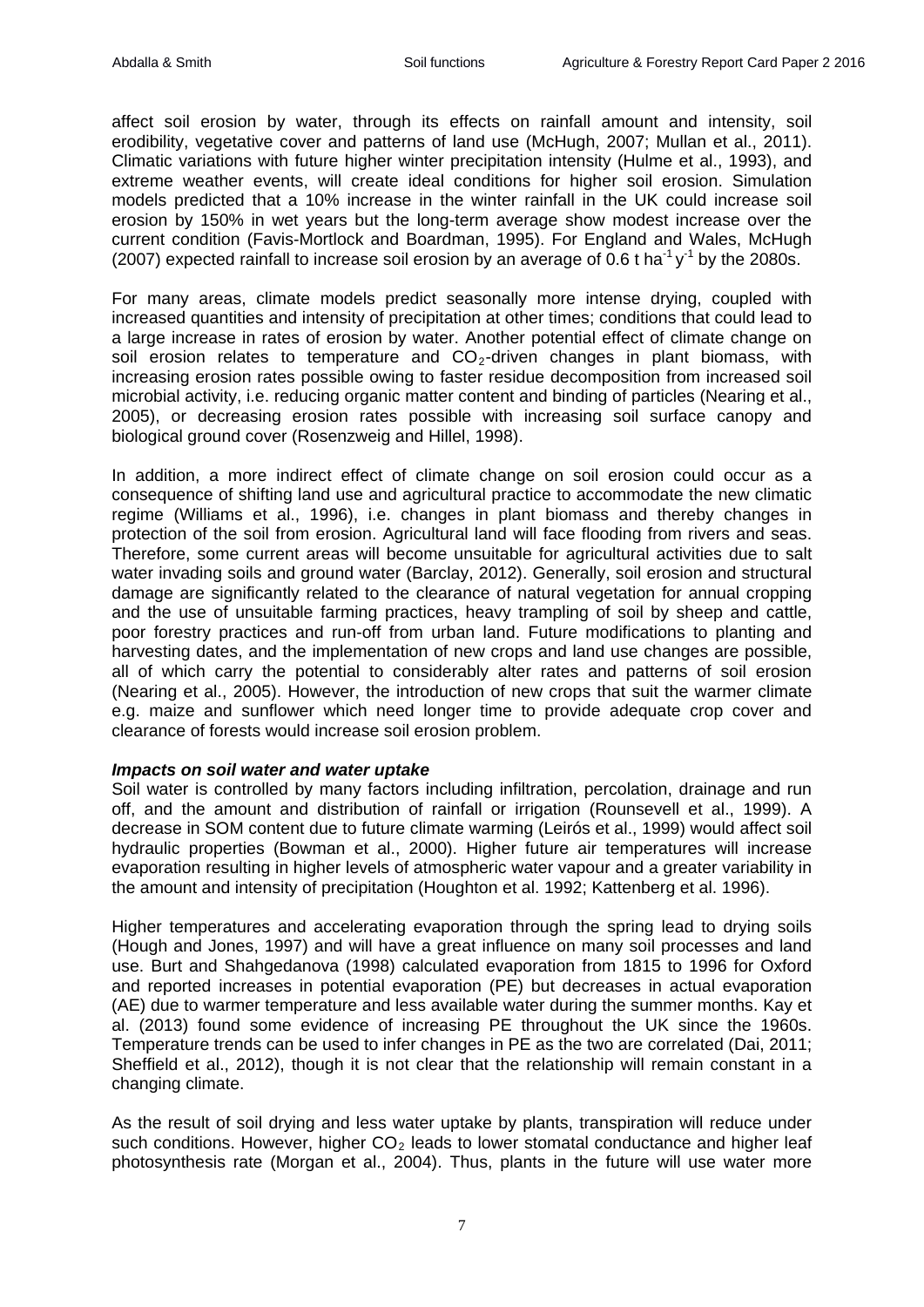affect soil erosion by water, through its effects on rainfall amount and intensity, soil erodibility, vegetative cover and patterns of land use (McHugh, 2007; Mullan et al., 2011). Climatic variations with future higher winter precipitation intensity (Hulme et al., 1993), and extreme weather events, will create ideal conditions for higher soil erosion. Simulation models predicted that a 10% increase in the winter rainfall in the UK could increase soil erosion by 150% in wet years but the long-term average show modest increase over the current condition (Favis-Mortlock and Boardman, 1995). For England and Wales, McHugh (2007) expected rainfall to increase soil erosion by an average of 0.6 t $ha^{-1}$ $y^{-1}$ by the 2080s.

For many areas, climate models predict seasonally more intense drying, coupled with increased quantities and intensity of precipitation at other times; conditions that could lead to a large increase in rates of erosion by water. Another potential effect of climate change on soil erosion relates to temperature and $CO_2$-driven changes in plant biomass, with increasing erosion rates possible owing to faster residue decomposition from increased soil microbial activity, i.e. reducing organic matter content and binding of particles (Nearing et al., 2005), or decreasing erosion rates possible with increasing soil surface canopy and biological ground cover (Rosenzweig and Hillel, 1998).

In addition, a more indirect effect of climate change on soil erosion could occur as a consequence of shifting land use and agricultural practice to accommodate the new climatic regime (Williams et al., 1996), i.e. changes in plant biomass and thereby changes in protection of the soil from erosion. Agricultural land will face flooding from rivers and seas. Therefore, some current areas will become unsuitable for agricultural activities due to salt water invading soils and ground water (Barclay, 2012). Generally, soil erosion and structural damage are significantly related to the clearance of natural vegetation for annual cropping and the use of unsuitable farming practices, heavy trampling of soil by sheep and cattle, poor forestry practices and run-off from urban land. Future modifications to planting and harvesting dates, and the implementation of new crops and land use changes are possible, all of which carry the potential to considerably alter rates and patterns of soil erosion (Nearing et al., 2005). However, the introduction of new crops that suit the warmer climate e.g. maize and sunflower which need longer time to provide adequate crop cover and clearance of forests would increase soil erosion problem.

***Impacts on soil water and water uptake***

Soil water is controlled by many factors including infiltration, percolation, drainage and run off, and the amount and distribution of rainfall or irrigation (Rounsevell et al., 1999). A decrease in SOM content due to future climate warming (Leirós et al., 1999) would affect soil hydraulic properties (Bowman et al., 2000). Higher future air temperatures will increase evaporation resulting in higher levels of atmospheric water vapour and a greater variability in the amount and intensity of precipitation (Houghton et al. 1992; Kattenberg et al. 1996).

Higher temperatures and accelerating evaporation through the spring lead to drying soils (Hough and Jones, 1997) and will have a great influence on many soil processes and land use. Burt and Shahgedanova (1998) calculated evaporation from 1815 to 1996 for Oxford and reported increases in potential evaporation (PE) but decreases in actual evaporation (AE) due to warmer temperature and less available water during the summer months. Kay et al. (2013) found some evidence of increasing PE throughout the UK since the 1960s. Temperature trends can be used to infer changes in PE as the two are correlated (Dai, 2011; Sheffield et al., 2012), though it is not clear that the relationship will remain constant in a changing climate.

As the result of soil drying and less water uptake by plants, transpiration will reduce under such conditions. However, higher $CO_2$ leads to lower stomatal conductance and higher leaf photosynthesis rate (Morgan et al., 2004). Thus, plants in the future will use water more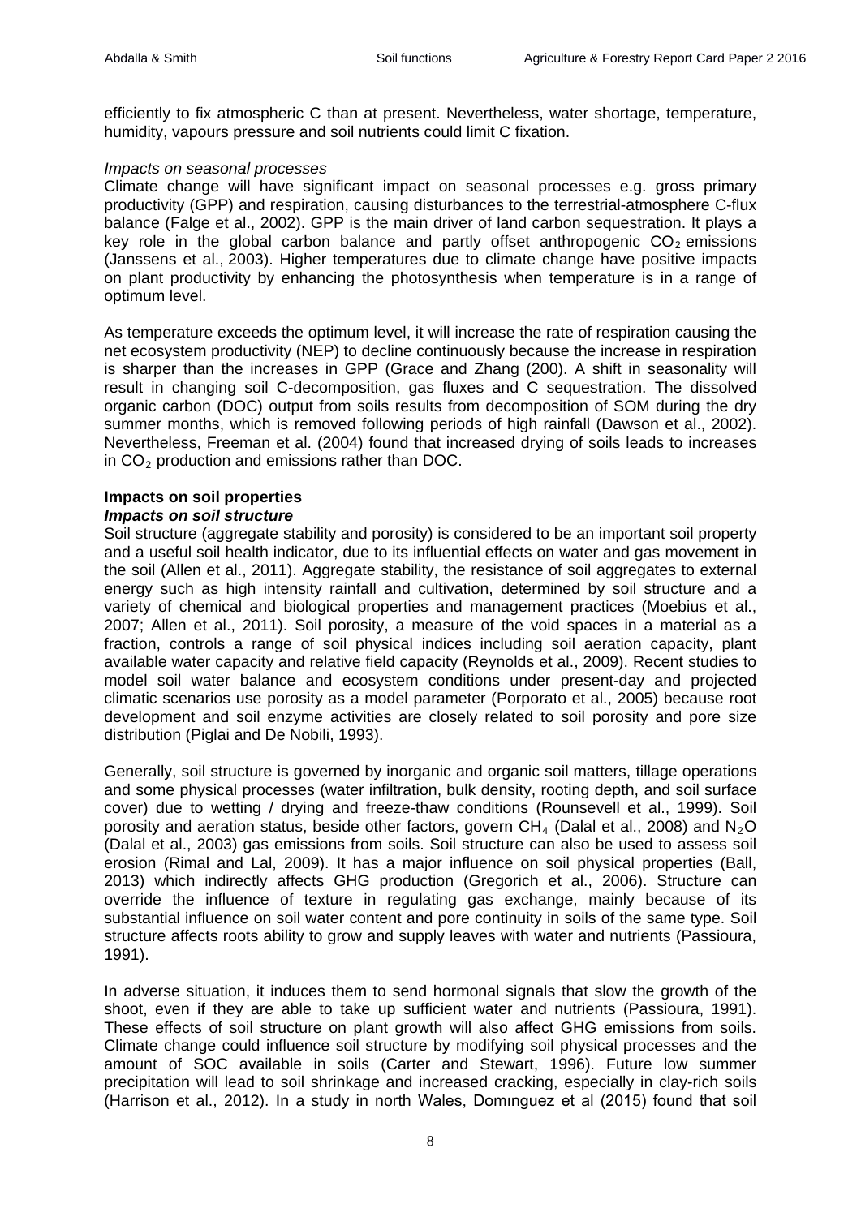efficiently to fix atmospheric C than at present. Nevertheless, water shortage, temperature, humidity, vapours pressure and soil nutrients could limit C fixation.

*Impacts on seasonal processes*

Climate change will have significant impact on seasonal processes e.g. gross primary productivity (GPP) and respiration, causing disturbances to the terrestrial-atmosphere C-flux balance (Falge et al., 2002). GPP is the main driver of land carbon sequestration. It plays a key role in the global carbon balance and partly offset anthropogenic $CO_2$ emissions (Janssens et al., 2003). Higher temperatures due to climate change have positive impacts on plant productivity by enhancing the photosynthesis when temperature is in a range of optimum level.

As temperature exceeds the optimum level, it will increase the rate of respiration causing the net ecosystem productivity (NEP) to decline continuously because the increase in respiration is sharper than the increases in GPP (Grace and Zhang (200). A shift in seasonality will result in changing soil C-decomposition, gas fluxes and C sequestration. The dissolved organic carbon (DOC) output from soils results from decomposition of SOM during the dry summer months, which is removed following periods of high rainfall (Dawson et al., 2002). Nevertheless, Freeman et al. (2004) found that increased drying of soils leads to increases in $CO_2$ production and emissions rather than DOC.

**Impacts on soil properties**

***Impacts on soil structure***

Soil structure (aggregate stability and porosity) is considered to be an important soil property and a useful soil health indicator, due to its influential effects on water and gas movement in the soil (Allen et al., 2011). Aggregate stability, the resistance of soil aggregates to external energy such as high intensity rainfall and cultivation, determined by soil structure and a variety of chemical and biological properties and management practices (Moebius et al., 2007; Allen et al., 2011). Soil porosity, a measure of the void spaces in a material as a fraction, controls a range of soil physical indices including soil aeration capacity, plant available water capacity and relative field capacity (Reynolds et al., 2009). Recent studies to model soil water balance and ecosystem conditions under present-day and projected climatic scenarios use porosity as a model parameter (Porporato et al., 2005) because root development and soil enzyme activities are closely related to soil porosity and pore size distribution (Piglai and De Nobili, 1993).

Generally, soil structure is governed by inorganic and organic soil matters, tillage operations and some physical processes (water infiltration, bulk density, rooting depth, and soil surface cover) due to wetting / drying and freeze-thaw conditions (Rounsevell et al., 1999). Soil porosity and aeration status, beside other factors, govern $CH_4$ (Dalal et al., 2008) and $N_2O$ (Dalal et al., 2003) gas emissions from soils. Soil structure can also be used to assess soil erosion (Rimal and Lal, 2009). It has a major influence on soil physical properties (Ball, 2013) which indirectly affects GHG production (Gregorich et al., 2006). Structure can override the influence of texture in regulating gas exchange, mainly because of its substantial influence on soil water content and pore continuity in soils of the same type. Soil structure affects roots ability to grow and supply leaves with water and nutrients (Passioura, 1991).

In adverse situation, it induces them to send hormonal signals that slow the growth of the shoot, even if they are able to take up sufficient water and nutrients (Passioura, 1991). These effects of soil structure on plant growth will also affect GHG emissions from soils. Climate change could influence soil structure by modifying soil physical processes and the amount of SOC available in soils (Carter and Stewart, 1996). Future low summer precipitation will lead to soil shrinkage and increased cracking, especially in clay-rich soils (Harrison et al., 2012). In a study in north Wales, Domınguez et al (2015) found that soil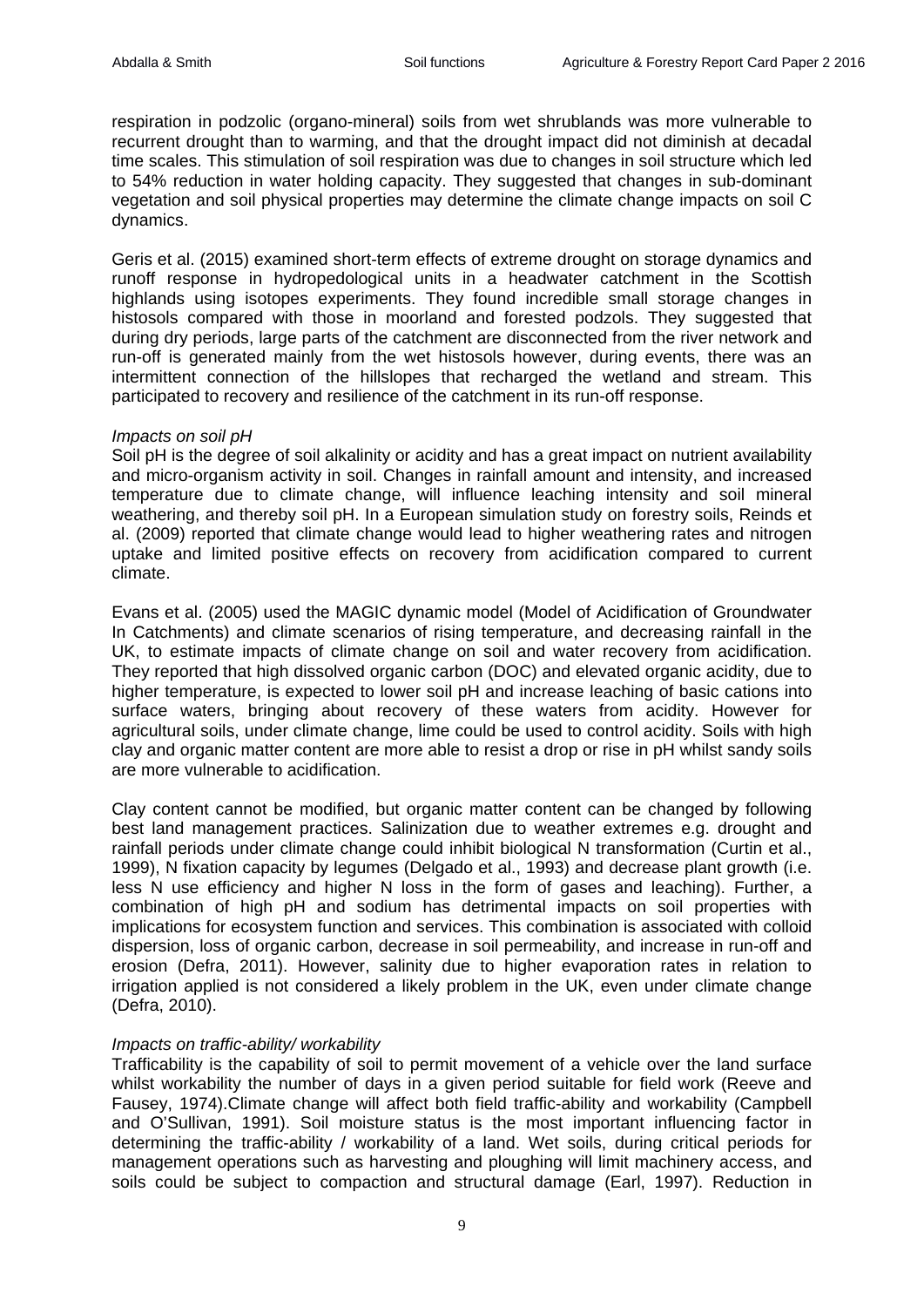respiration in podzolic (organo-mineral) soils from wet shrublands was more vulnerable to recurrent drought than to warming, and that the drought impact did not diminish at decadal time scales. This stimulation of soil respiration was due to changes in soil structure which led to 54% reduction in water holding capacity. They suggested that changes in sub-dominant vegetation and soil physical properties may determine the climate change impacts on soil C dynamics.

Geris et al. (2015) examined short-term effects of extreme drought on storage dynamics and runoff response in hydropedological units in a headwater catchment in the Scottish highlands using isotopes experiments. They found incredible small storage changes in histosols compared with those in moorland and forested podzols. They suggested that during dry periods, large parts of the catchment are disconnected from the river network and run-off is generated mainly from the wet histosols however, during events, there was an intermittent connection of the hillslopes that recharged the wetland and stream. This participated to recovery and resilience of the catchment in its run-off response.

*Impacts on soil pH*

Soil pH is the degree of soil alkalinity or acidity and has a great impact on nutrient availability and micro-organism activity in soil. Changes in rainfall amount and intensity, and increased temperature due to climate change, will influence leaching intensity and soil mineral weathering, and thereby soil pH. In a European simulation study on forestry soils, Reinds et al. (2009) reported that climate change would lead to higher weathering rates and nitrogen uptake and limited positive effects on recovery from acidification compared to current climate.

Evans et al. (2005) used the MAGIC dynamic model (Model of Acidification of Groundwater In Catchments) and climate scenarios of rising temperature, and decreasing rainfall in the UK, to estimate impacts of climate change on soil and water recovery from acidification. They reported that high dissolved organic carbon (DOC) and elevated organic acidity, due to higher temperature, is expected to lower soil pH and increase leaching of basic cations into surface waters, bringing about recovery of these waters from acidity. However for agricultural soils, under climate change, lime could be used to control acidity. Soils with high clay and organic matter content are more able to resist a drop or rise in pH whilst sandy soils are more vulnerable to acidification.

Clay content cannot be modified, but organic matter content can be changed by following best land management practices. Salinization due to weather extremes e.g. drought and rainfall periods under climate change could inhibit biological N transformation (Curtin et al., 1999), N fixation capacity by legumes (Delgado et al., 1993) and decrease plant growth (i.e. less N use efficiency and higher N loss in the form of gases and leaching). Further, a combination of high pH and sodium has detrimental impacts on soil properties with implications for ecosystem function and services. This combination is associated with colloid dispersion, loss of organic carbon, decrease in soil permeability, and increase in run-off and erosion (Defra, 2011). However, salinity due to higher evaporation rates in relation to irrigation applied is not considered a likely problem in the UK, even under climate change (Defra, 2010).

*Impacts on traffic-ability/ workability*

Trafficability is the capability of soil to permit movement of a vehicle over the land surface whilst workability the number of days in a given period suitable for field work (Reeve and Fausey, 1974).Climate change will affect both field traffic-ability and workability (Campbell and O'Sullivan, 1991). Soil moisture status is the most important influencing factor in determining the traffic-ability / workability of a land. Wet soils, during critical periods for management operations such as harvesting and ploughing will limit machinery access, and soils could be subject to compaction and structural damage (Earl, 1997). Reduction in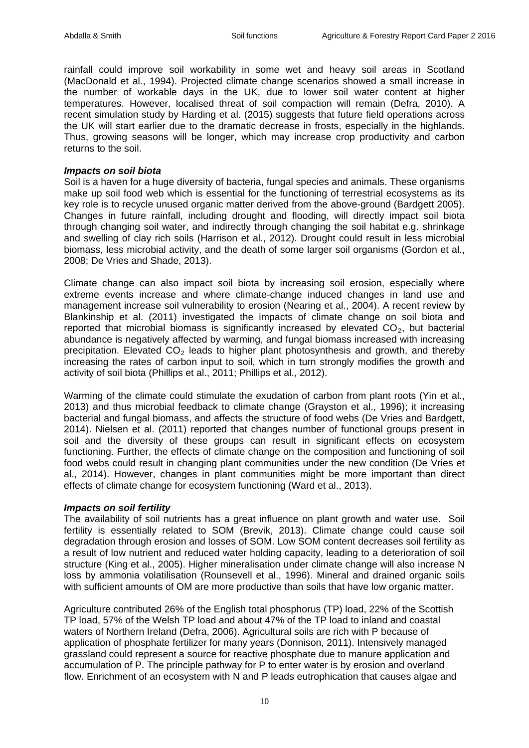rainfall could improve soil workability in some wet and heavy soil areas in Scotland (MacDonald et al., 1994). Projected climate change scenarios showed a small increase in the number of workable days in the UK, due to lower soil water content at higher temperatures. However, localised threat of soil compaction will remain (Defra, 2010). A recent simulation study by Harding et al. (2015) suggests that future field operations across the UK will start earlier due to the dramatic decrease in frosts, especially in the highlands. Thus, growing seasons will be longer, which may increase crop productivity and carbon returns to the soil.

***Impacts on soil biota***

Soil is a haven for a huge diversity of bacteria, fungal species and animals. These organisms make up soil food web which is essential for the functioning of terrestrial ecosystems as its key role is to recycle unused organic matter derived from the above-ground (Bardgett 2005). Changes in future rainfall, including drought and flooding, will directly impact soil biota through changing soil water, and indirectly through changing the soil habitat e.g. shrinkage and swelling of clay rich soils (Harrison et al., 2012). Drought could result in less microbial biomass, less microbial activity, and the death of some larger soil organisms (Gordon et al., 2008; De Vries and Shade, 2013).

Climate change can also impact soil biota by increasing soil erosion, especially where extreme events increase and where climate-change induced changes in land use and management increase soil vulnerability to erosion (Nearing et al., 2004). A recent review by Blankinship et al. (2011) investigated the impacts of climate change on soil biota and reported that microbial biomass is significantly increased by elevated $CO_2$, but bacterial abundance is negatively affected by warming, and fungal biomass increased with increasing precipitation. Elevated $CO_2$ leads to higher plant photosynthesis and growth, and thereby increasing the rates of carbon input to soil, which in turn strongly modifies the growth and activity of soil biota (Phillips et al., 2011; Phillips et al., 2012).

Warming of the climate could stimulate the exudation of carbon from plant roots (Yin et al., 2013) and thus microbial feedback to climate change (Grayston et al., 1996); it increasing bacterial and fungal biomass, and affects the structure of food webs (De Vries and Bardgett, 2014). Nielsen et al. (2011) reported that changes number of functional groups present in soil and the diversity of these groups can result in significant effects on ecosystem functioning. Further, the effects of climate change on the composition and functioning of soil food webs could result in changing plant communities under the new condition (De Vries et al., 2014). However, changes in plant communities might be more important than direct effects of climate change for ecosystem functioning (Ward et al., 2013).

***Impacts on soil fertility***

The availability of soil nutrients has a great influence on plant growth and water use. Soil fertility is essentially related to SOM (Brevik, 2013). Climate change could cause soil degradation through erosion and losses of SOM. Low SOM content decreases soil fertility as a result of low nutrient and reduced water holding capacity, leading to a deterioration of soil structure (King et al., 2005). Higher mineralisation under climate change will also increase N loss by ammonia volatilisation (Rounsevell et al., 1996). Mineral and drained organic soils with sufficient amounts of OM are more productive than soils that have low organic matter.

Agriculture contributed 26% of the English total phosphorus (TP) load, 22% of the Scottish TP load, 57% of the Welsh TP load and about 47% of the TP load to inland and coastal waters of Northern Ireland (Defra, 2006). Agricultural soils are rich with P because of application of phosphate fertilizer for many years (Donnison, 2011). Intensively managed grassland could represent a source for reactive phosphate due to manure application and accumulation of P. The principle pathway for P to enter water is by erosion and overland flow. Enrichment of an ecosystem with N and P leads eutrophication that causes algae and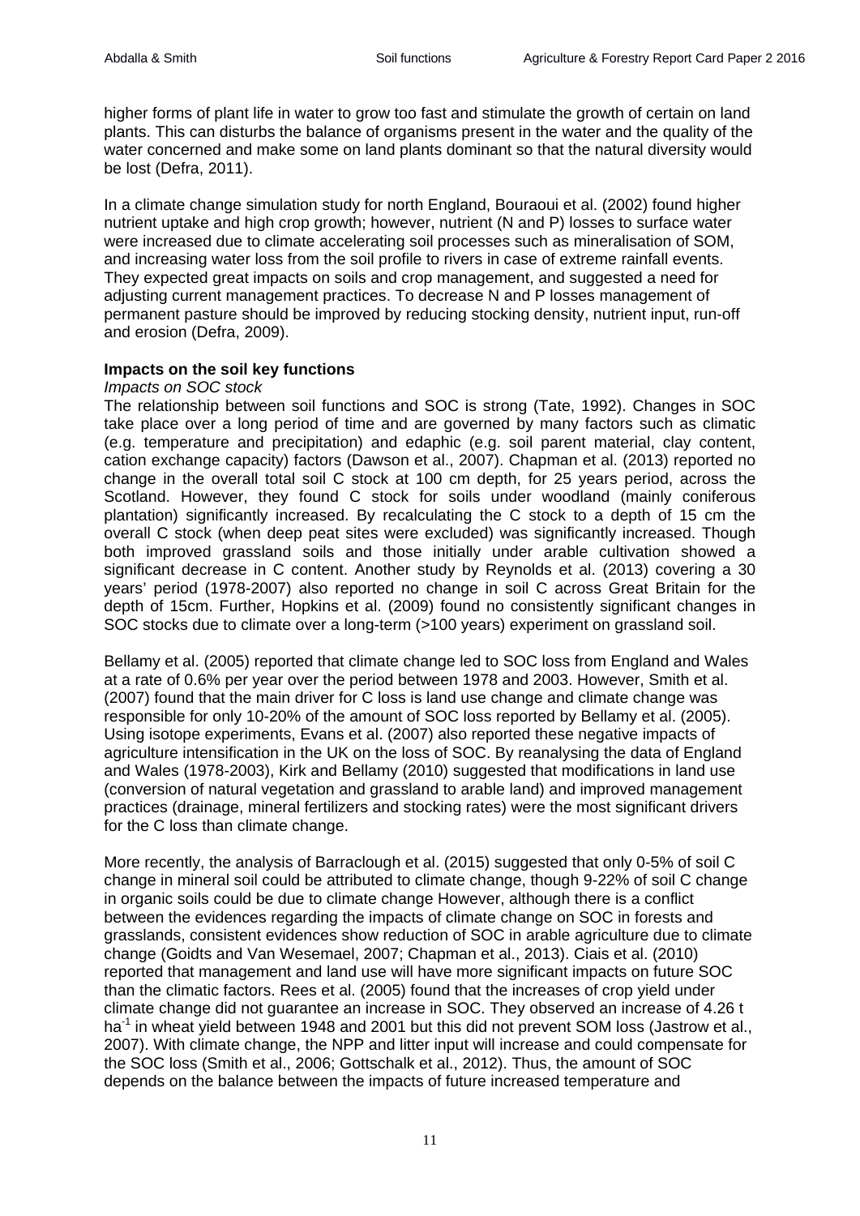higher forms of plant life in water to grow too fast and stimulate the growth of certain on land plants. This can disturbs the balance of organisms present in the water and the quality of the water concerned and make some on land plants dominant so that the natural diversity would be lost (Defra, 2011).

In a climate change simulation study for north England, Bouraoui et al. (2002) found higher nutrient uptake and high crop growth; however, nutrient (N and P) losses to surface water were increased due to climate accelerating soil processes such as mineralisation of SOM, and increasing water loss from the soil profile to rivers in case of extreme rainfall events. They expected great impacts on soils and crop management, and suggested a need for adjusting current management practices. To decrease N and P losses management of permanent pasture should be improved by reducing stocking density, nutrient input, run-off and erosion (Defra, 2009).

**Impacts on the soil key functions**

*Impacts on SOC stock*

The relationship between soil functions and SOC is strong (Tate, 1992). Changes in SOC take place over a long period of time and are governed by many factors such as climatic (e.g. temperature and precipitation) and edaphic (e.g. soil parent material, clay content, cation exchange capacity) factors (Dawson et al., 2007). Chapman et al. (2013) reported no change in the overall total soil C stock at 100 cm depth, for 25 years period, across the Scotland. However, they found C stock for soils under woodland (mainly coniferous plantation) significantly increased. By recalculating the C stock to a depth of 15 cm the overall C stock (when deep peat sites were excluded) was significantly increased. Though both improved grassland soils and those initially under arable cultivation showed a significant decrease in C content. Another study by Reynolds et al. (2013) covering a 30 years' period (1978-2007) also reported no change in soil C across Great Britain for the depth of 15cm. Further, Hopkins et al. (2009) found no consistently significant changes in SOC stocks due to climate over a long-term (>100 years) experiment on grassland soil.

Bellamy et al. (2005) reported that climate change led to SOC loss from England and Wales at a rate of 0.6% per year over the period between 1978 and 2003. However, Smith et al. (2007) found that the main driver for C loss is land use change and climate change was responsible for only 10-20% of the amount of SOC loss reported by Bellamy et al. (2005). Using isotope experiments, Evans et al. (2007) also reported these negative impacts of agriculture intensification in the UK on the loss of SOC. By reanalysing the data of England and Wales (1978-2003), Kirk and Bellamy (2010) suggested that modifications in land use (conversion of natural vegetation and grassland to arable land) and improved management practices (drainage, mineral fertilizers and stocking rates) were the most significant drivers for the C loss than climate change.

More recently, the analysis of Barraclough et al. (2015) suggested that only 0-5% of soil C change in mineral soil could be attributed to climate change, though 9-22% of soil C change in organic soils could be due to climate change However, although there is a conflict between the evidences regarding the impacts of climate change on SOC in forests and grasslands, consistent evidences show reduction of SOC in arable agriculture due to climate change (Goidts and Van Wesemael, 2007; Chapman et al., 2013). Ciais et al. (2010) reported that management and land use will have more significant impacts on future SOC than the climatic factors. Rees et al. (2005) found that the increases of crop yield under climate change did not guarantee an increase in SOC. They observed an increase of 4.26 t $ha^{-1}$ in wheat yield between 1948 and 2001 but this did not prevent SOM loss (Jastrow et al., 2007). With climate change, the NPP and litter input will increase and could compensate for the SOC loss (Smith et al., 2006; Gottschalk et al., 2012). Thus, the amount of SOC depends on the balance between the impacts of future increased temperature and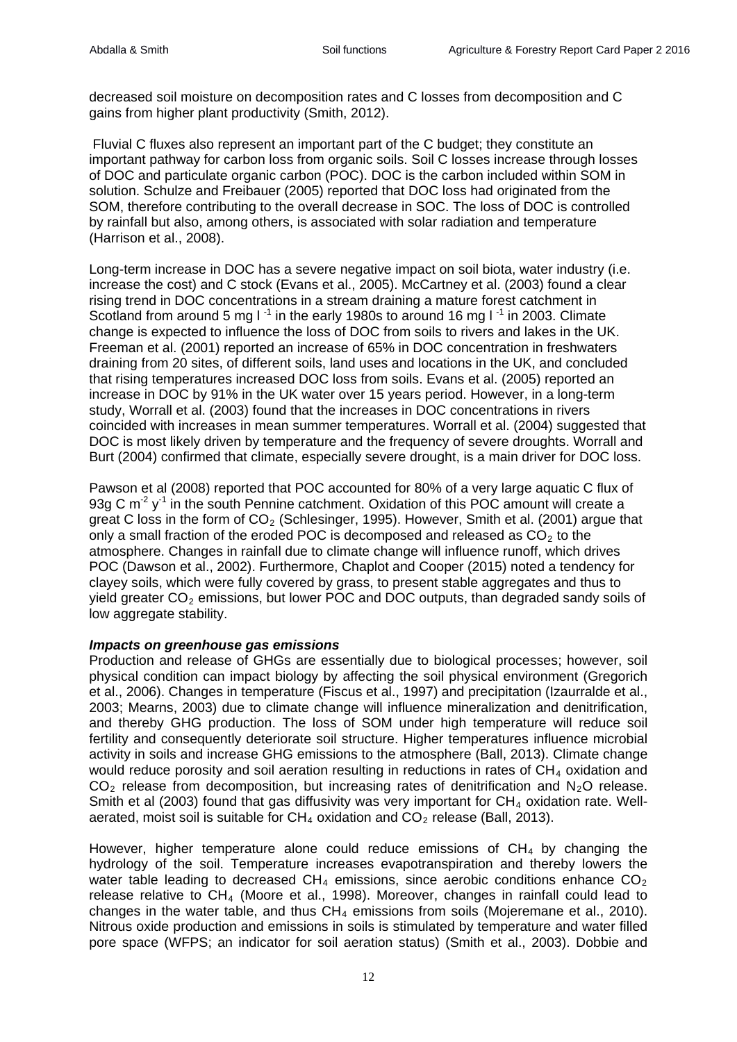decreased soil moisture on decomposition rates and C losses from decomposition and C gains from higher plant productivity (Smith, 2012).

Fluvial C fluxes also represent an important part of the C budget; they constitute an important pathway for carbon loss from organic soils. Soil C losses increase through losses of DOC and particulate organic carbon (POC). DOC is the carbon included within SOM in solution. Schulze and Freibauer (2005) reported that DOC loss had originated from the SOM, therefore contributing to the overall decrease in SOC. The loss of DOC is controlled by rainfall but also, among others, is associated with solar radiation and temperature (Harrison et al., 2008).

Long-term increase in DOC has a severe negative impact on soil biota, water industry (i.e. increase the cost) and C stock (Evans et al., 2005). McCartney et al. (2003) found a clear rising trend in DOC concentrations in a stream draining a mature forest catchment in Scotland from around 5 mg $l^{-1}$ in the early 1980s to around 16 mg $l^{-1}$ in 2003. Climate change is expected to influence the loss of DOC from soils to rivers and lakes in the UK. Freeman et al. (2001) reported an increase of 65% in DOC concentration in freshwaters draining from 20 sites, of different soils, land uses and locations in the UK, and concluded that rising temperatures increased DOC loss from soils. Evans et al. (2005) reported an increase in DOC by 91% in the UK water over 15 years period. However, in a long-term study, Worrall et al. (2003) found that the increases in DOC concentrations in rivers coincided with increases in mean summer temperatures. Worrall et al. (2004) suggested that DOC is most likely driven by temperature and the frequency of severe droughts. Worrall and Burt (2004) confirmed that climate, especially severe drought, is a main driver for DOC loss.

Pawson et al (2008) reported that POC accounted for 80% of a very large aquatic C flux of 93g C $m^{-2}$ $y^{-1}$ in the south Pennine catchment. Oxidation of this POC amount will create a great C loss in the form of $CO_2$ (Schlesinger, 1995). However, Smith et al. (2001) argue that only a small fraction of the eroded POC is decomposed and released as $CO_2$ to the atmosphere. Changes in rainfall due to climate change will influence runoff, which drives POC (Dawson et al., 2002). Furthermore, Chaplot and Cooper (2015) noted a tendency for clayey soils, which were fully covered by grass, to present stable aggregates and thus to yield greater $CO_2$ emissions, but lower POC and DOC outputs, than degraded sandy soils of low aggregate stability.

***Impacts on greenhouse gas emissions***

Production and release of GHGs are essentially due to biological processes; however, soil physical condition can impact biology by affecting the soil physical environment (Gregorich et al., 2006). Changes in temperature (Fiscus et al., 1997) and precipitation (Izaurralde et al., 2003; Mearns, 2003) due to climate change will influence mineralization and denitrification, and thereby GHG production. The loss of SOM under high temperature will reduce soil fertility and consequently deteriorate soil structure. Higher temperatures influence microbial activity in soils and increase GHG emissions to the atmosphere (Ball, 2013). Climate change would reduce porosity and soil aeration resulting in reductions in rates of $CH_4$ oxidation and $CO_2$ release from decomposition, but increasing rates of denitrification and $N_2O$ release. Smith et al (2003) found that gas diffusivity was very important for $CH_4$ oxidation rate. Well-aerated, moist soil is suitable for $CH_4$ oxidation and $CO_2$ release (Ball, 2013).

However, higher temperature alone could reduce emissions of $CH_4$ by changing the hydrology of the soil. Temperature increases evapotranspiration and thereby lowers the water table leading to decreased $CH_4$ emissions, since aerobic conditions enhance $CO_2$ release relative to $CH_4$ (Moore et al., 1998). Moreover, changes in rainfall could lead to changes in the water table, and thus $CH_4$ emissions from soils (Mojeremane et al., 2010). Nitrous oxide production and emissions in soils is stimulated by temperature and water filled pore space (WFPS; an indicator for soil aeration status) (Smith et al., 2003). Dobbie and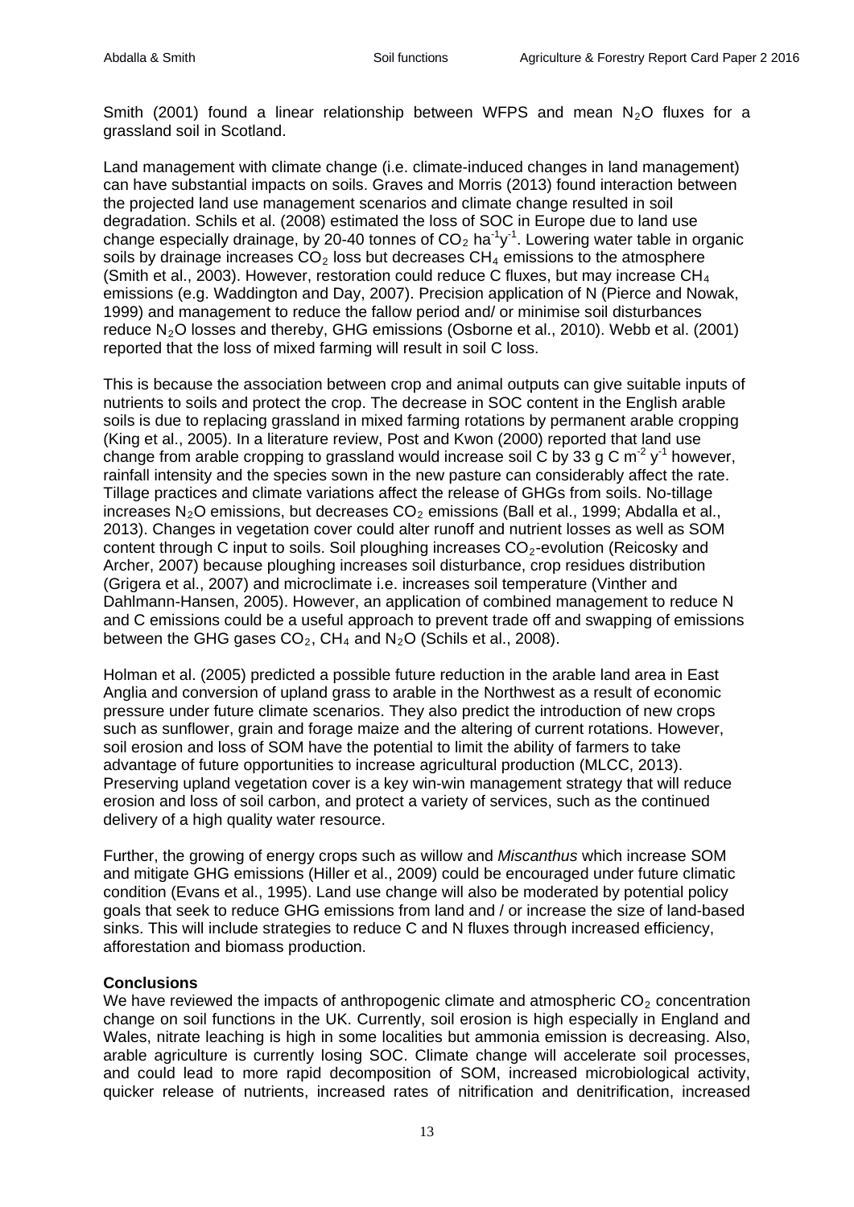Smith (2001) found a linear relationship between WFPS and mean $N_2O$ fluxes for a grassland soil in Scotland.

Land management with climate change (i.e. climate-induced changes in land management) can have substantial impacts on soils. Graves and Morris (2013) found interaction between the projected land use management scenarios and climate change resulted in soil degradation. Schils et al. (2008) estimated the loss of SOC in Europe due to land use change especially drainage, by 20-40 tonnes of $CO_2$ $ha^{-1}y^{-1}$. Lowering water table in organic soils by drainage increases $CO_2$ loss but decreases $CH_4$ emissions to the atmosphere (Smith et al., 2003). However, restoration could reduce C fluxes, but may increase $CH_4$ emissions (e.g. Waddington and Day, 2007). Precision application of N (Pierce and Nowak, 1999) and management to reduce the fallow period and/ or minimise soil disturbances reduce $N_2O$ losses and thereby, GHG emissions (Osborne et al., 2010). Webb et al. (2001) reported that the loss of mixed farming will result in soil C loss.

This is because the association between crop and animal outputs can give suitable inputs of nutrients to soils and protect the crop. The decrease in SOC content in the English arable soils is due to replacing grassland in mixed farming rotations by permanent arable cropping (King et al., 2005). In a literature review, Post and Kwon (2000) reported that land use change from arable cropping to grassland would increase soil C by 33 g C $m^{-2}$ $y^{-1}$ however, rainfall intensity and the species sown in the new pasture can considerably affect the rate. Tillage practices and climate variations affect the release of GHGs from soils. No-tillage increases $N_2O$ emissions, but decreases $CO_2$ emissions (Ball et al., 1999; Abdalla et al., 2013). Changes in vegetation cover could alter runoff and nutrient losses as well as SOM content through C input to soils. Soil ploughing increases $CO_2$-evolution (Reicosky and Archer, 2007) because ploughing increases soil disturbance, crop residues distribution (Grigera et al., 2007) and microclimate i.e. increases soil temperature (Vinther and Dahlmann-Hansen, 2005). However, an application of combined management to reduce N and C emissions could be a useful approach to prevent trade off and swapping of emissions between the GHG gases $CO_2$, $CH_4$ and $N_2O$ (Schils et al., 2008).

Holman et al. (2005) predicted a possible future reduction in the arable land area in East Anglia and conversion of upland grass to arable in the Northwest as a result of economic pressure under future climate scenarios. They also predict the introduction of new crops such as sunflower, grain and forage maize and the altering of current rotations. However, soil erosion and loss of SOM have the potential to limit the ability of farmers to take advantage of future opportunities to increase agricultural production (MLCC, 2013). Preserving upland vegetation cover is a key win-win management strategy that will reduce erosion and loss of soil carbon, and protect a variety of services, such as the continued delivery of a high quality water resource.

Further, the growing of energy crops such as willow and *Miscanthus* which increase SOM and mitigate GHG emissions (Hiller et al., 2009) could be encouraged under future climatic condition (Evans et al., 1995). Land use change will also be moderated by potential policy goals that seek to reduce GHG emissions from land and / or increase the size of land-based sinks. This will include strategies to reduce C and N fluxes through increased efficiency, afforestation and biomass production.

**Conclusions**

We have reviewed the impacts of anthropogenic climate and atmospheric $CO_2$ concentration change on soil functions in the UK. Currently, soil erosion is high especially in England and Wales, nitrate leaching is high in some localities but ammonia emission is decreasing. Also, arable agriculture is currently losing SOC. Climate change will accelerate soil processes, and could lead to more rapid decomposition of SOM, increased microbiological activity, quicker release of nutrients, increased rates of nitrification and denitrification, increased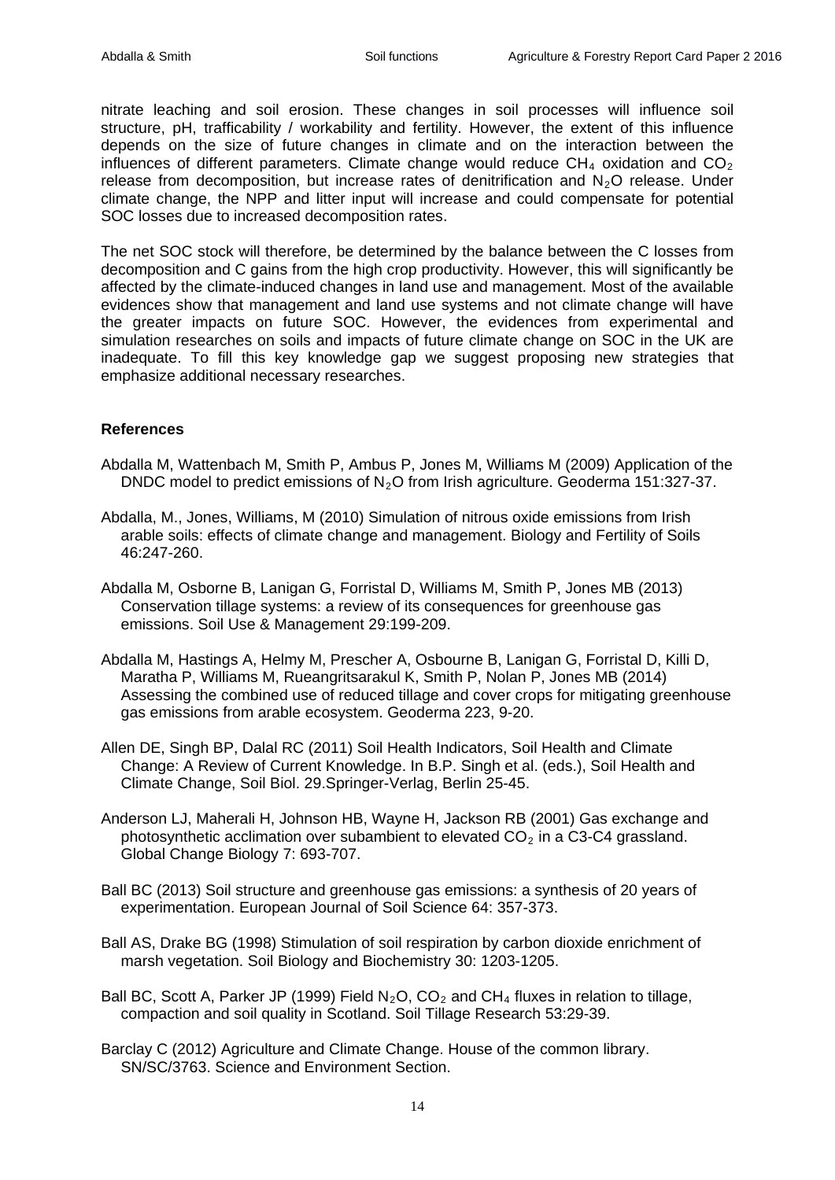nitrate leaching and soil erosion. These changes in soil processes will influence soil structure, pH, trafficability / workability and fertility. However, the extent of this influence depends on the size of future changes in climate and on the interaction between the influences of different parameters. Climate change would reduce $CH_4$ oxidation and $CO_2$ release from decomposition, but increase rates of denitrification and $N_2O$ release. Under climate change, the NPP and litter input will increase and could compensate for potential SOC losses due to increased decomposition rates.

The net SOC stock will therefore, be determined by the balance between the C losses from decomposition and C gains from the high crop productivity. However, this will significantly be affected by the climate-induced changes in land use and management. Most of the available evidences show that management and land use systems and not climate change will have the greater impacts on future SOC. However, the evidences from experimental and simulation researches on soils and impacts of future climate change on SOC in the UK are inadequate. To fill this key knowledge gap we suggest proposing new strategies that emphasize additional necessary researches.

**References**

Abdalla M, Wattenbach M, Smith P, Ambus P, Jones M, Williams M (2009) Application of the DNDC model to predict emissions of $N_2O$ from Irish agriculture. Geoderma 151:327-37.

Abdalla, M., Jones, Williams, M (2010) Simulation of nitrous oxide emissions from Irish arable soils: effects of climate change and management. Biology and Fertility of Soils 46:247-260.

Abdalla M, Osborne B, Lanigan G, Forristal D, Williams M, Smith P, Jones MB (2013) Conservation tillage systems: a review of its consequences for greenhouse gas emissions. Soil Use & Management 29:199-209.

Abdalla M, Hastings A, Helmy M, Prescher A, Osbourne B, Lanigan G, Forristal D, Killi D, Maratha P, Williams M, Rueangritsarakul K, Smith P, Nolan P, Jones MB (2014) Assessing the combined use of reduced tillage and cover crops for mitigating greenhouse gas emissions from arable ecosystem. Geoderma 223, 9-20.

Allen DE, Singh BP, Dalal RC (2011) Soil Health Indicators, Soil Health and Climate Change: A Review of Current Knowledge. In B.P. Singh et al. (eds.), Soil Health and Climate Change, Soil Biol. 29.Springer-Verlag, Berlin 25-45.

Anderson LJ, Maherali H, Johnson HB, Wayne H, Jackson RB (2001) Gas exchange and photosynthetic acclimation over subambient to elevated $CO_2$ in a C3-C4 grassland. Global Change Biology 7: 693-707.

Ball BC (2013) Soil structure and greenhouse gas emissions: a synthesis of 20 years of experimentation. European Journal of Soil Science 64: 357-373.

Ball AS, Drake BG (1998) Stimulation of soil respiration by carbon dioxide enrichment of marsh vegetation. Soil Biology and Biochemistry 30: 1203-1205.

Ball BC, Scott A, Parker JP (1999) Field $N_2O$, $CO_2$ and $CH_4$ fluxes in relation to tillage, compaction and soil quality in Scotland. Soil Tillage Research 53:29-39.

Barclay C (2012) Agriculture and Climate Change. House of the common library. SN/SC/3763. Science and Environment Section.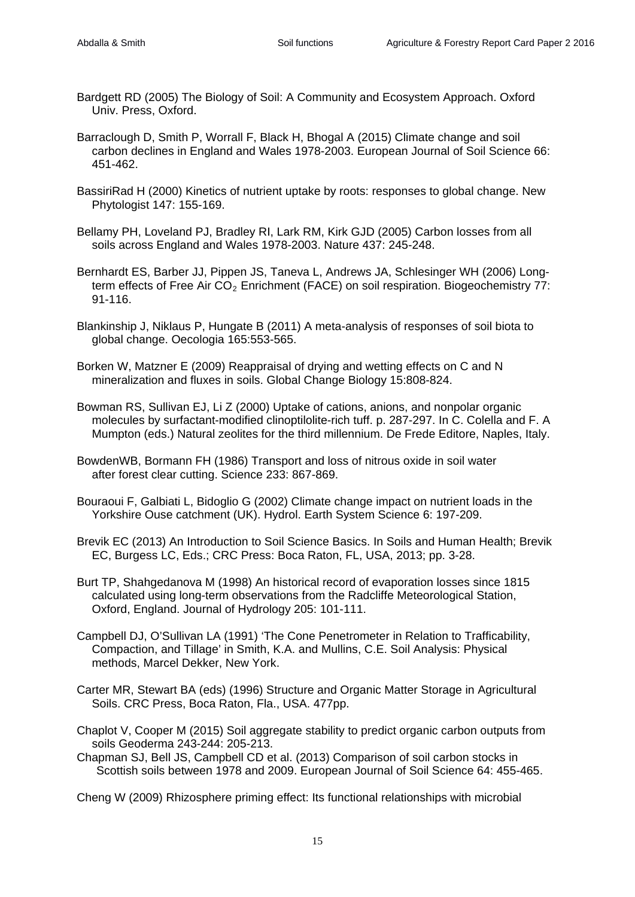Bardgett RD (2005) The Biology of Soil: A Community and Ecosystem Approach. Oxford Univ. Press, Oxford.

Barraclough D, Smith P, Worrall F, Black H, Bhogal A (2015) Climate change and soil carbon declines in England and Wales 1978-2003. European Journal of Soil Science 66: 451-462.

BassiriRad H (2000) Kinetics of nutrient uptake by roots: responses to global change. New Phytologist 147: 155-169.

Bellamy PH, Loveland PJ, Bradley RI, Lark RM, Kirk GJD (2005) Carbon losses from all soils across England and Wales 1978-2003. Nature 437: 245-248.

Bernhardt ES, Barber JJ, Pippen JS, Taneva L, Andrews JA, Schlesinger WH (2006) Long-term effects of Free Air $CO_2$ Enrichment (FACE) on soil respiration. Biogeochemistry 77: 91-116.

Blankinship J, Niklaus P, Hungate B (2011) A meta-analysis of responses of soil biota to global change. Oecologia 165:553-565.

Borken W, Matzner E (2009) Reappraisal of drying and wetting effects on C and N mineralization and fluxes in soils. Global Change Biology 15:808-824.

Bowman RS, Sullivan EJ, Li Z (2000) Uptake of cations, anions, and nonpolar organic molecules by surfactant-modified clinoptilolite-rich tuff. p. 287-297. In C. Colella and F. A Mumpton (eds.) Natural zeolites for the third millennium. De Frede Editore, Naples, Italy.

BowdenWB, Bormann FH (1986) Transport and loss of nitrous oxide in soil water after forest clear cutting. Science 233: 867-869.

Bouraoui F, Galbiati L, Bidoglio G (2002) Climate change impact on nutrient loads in the Yorkshire Ouse catchment (UK). Hydrol. Earth System Science 6: 197-209.

Brevik EC (2013) An Introduction to Soil Science Basics. In Soils and Human Health; Brevik EC, Burgess LC, Eds.; CRC Press: Boca Raton, FL, USA, 2013; pp. 3-28.

Burt TP, Shahgedanova M (1998) An historical record of evaporation losses since 1815 calculated using long-term observations from the Radcliffe Meteorological Station, Oxford, England. Journal of Hydrology 205: 101-111.

Campbell DJ, O'Sullivan LA (1991) 'The Cone Penetrometer in Relation to Trafficability, Compaction, and Tillage' in Smith, K.A. and Mullins, C.E. Soil Analysis: Physical methods, Marcel Dekker, New York.

Carter MR, Stewart BA (eds) (1996) Structure and Organic Matter Storage in Agricultural Soils. CRC Press, Boca Raton, Fla., USA. 477pp.

Chaplot V, Cooper M (2015) Soil aggregate stability to predict organic carbon outputs from soils Geoderma 243-244: 205-213.

Chapman SJ, Bell JS, Campbell CD et al. (2013) Comparison of soil carbon stocks in Scottish soils between 1978 and 2009. European Journal of Soil Science 64: 455-465.

Cheng W (2009) Rhizosphere priming effect: Its functional relationships with microbial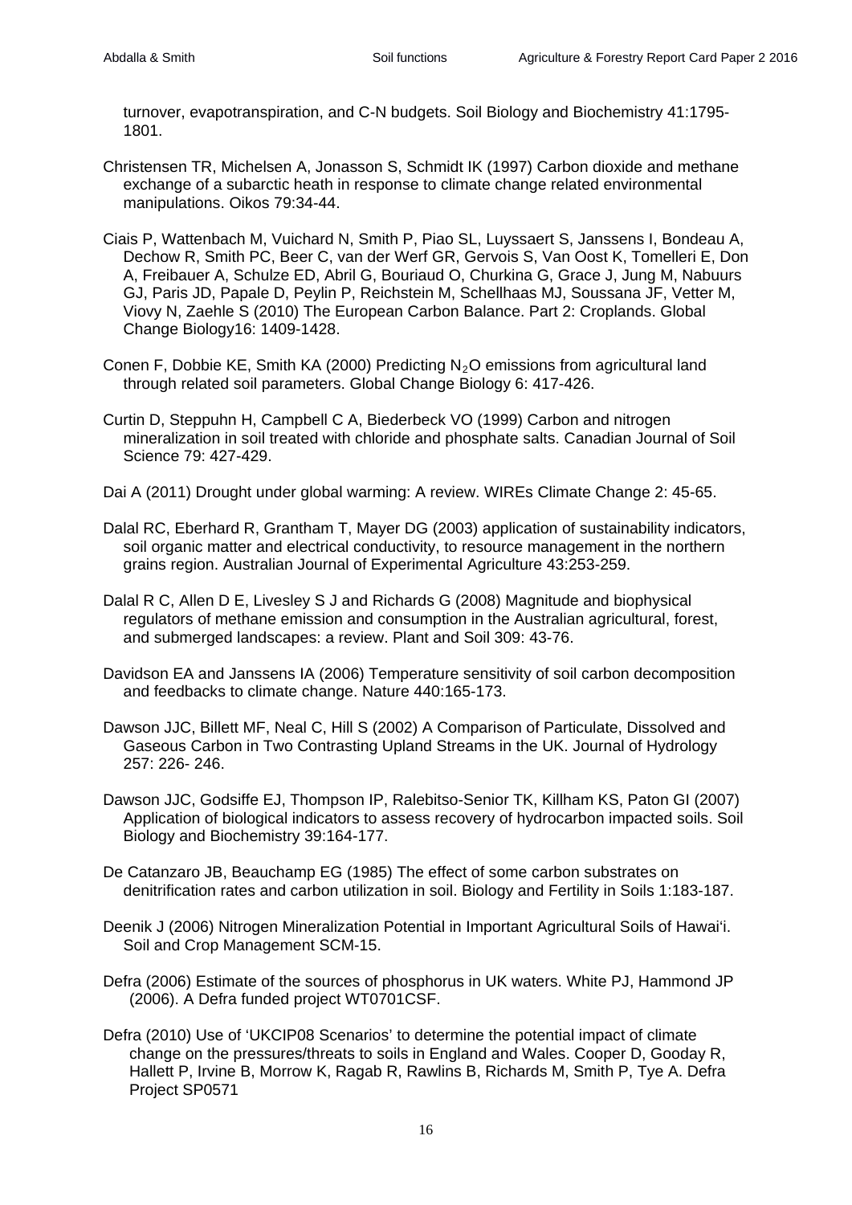turnover, evapotranspiration, and C-N budgets. Soil Biology and Biochemistry 41:1795-1801.

Christensen TR, Michelsen A, Jonasson S, Schmidt IK (1997) Carbon dioxide and methane exchange of a subarctic heath in response to climate change related environmental manipulations. Oikos 79:34-44.

Ciais P, Wattenbach M, Vuichard N, Smith P, Piao SL, Luyssaert S, Janssens I, Bondeau A, Dechow R, Smith PC, Beer C, van der Werf GR, Gervois S, Van Oost K, Tomelleri E, Don A, Freibauer A, Schulze ED, Abril G, Bouriaud O, Churkina G, Grace J, Jung M, Nabuurs GJ, Paris JD, Papale D, Peylin P, Reichstein M, Schellhaas MJ, Soussana JF, Vetter M, Viovy N, Zaehle S (2010) The European Carbon Balance. Part 2: Croplands. Global Change Biology16: 1409-1428.

Conen F, Dobbie KE, Smith KA (2000) Predicting $N_2O$ emissions from agricultural land through related soil parameters. Global Change Biology 6: 417-426.

Curtin D, Steppuhn H, Campbell C A, Biederbeck VO (1999) Carbon and nitrogen mineralization in soil treated with chloride and phosphate salts. Canadian Journal of Soil Science 79: 427-429.

Dai A (2011) Drought under global warming: A review. WIREs Climate Change 2: 45-65.

Dalal RC, Eberhard R, Grantham T, Mayer DG (2003) application of sustainability indicators, soil organic matter and electrical conductivity, to resource management in the northern grains region. Australian Journal of Experimental Agriculture 43:253-259.

Dalal R C, Allen D E, Livesley S J and Richards G (2008) Magnitude and biophysical regulators of methane emission and consumption in the Australian agricultural, forest, and submerged landscapes: a review. Plant and Soil 309: 43-76.

Davidson EA and Janssens IA (2006) Temperature sensitivity of soil carbon decomposition and feedbacks to climate change. Nature 440:165-173.

Dawson JJC, Billett MF, Neal C, Hill S (2002) A Comparison of Particulate, Dissolved and Gaseous Carbon in Two Contrasting Upland Streams in the UK. Journal of Hydrology 257: 226- 246.

Dawson JJC, Godsiffe EJ, Thompson IP, Ralebitso-Senior TK, Killham KS, Paton GI (2007) Application of biological indicators to assess recovery of hydrocarbon impacted soils. Soil Biology and Biochemistry 39:164-177.

De Catanzaro JB, Beauchamp EG (1985) The effect of some carbon substrates on denitrification rates and carbon utilization in soil. Biology and Fertility in Soils 1:183-187.

Deenik J (2006) Nitrogen Mineralization Potential in Important Agricultural Soils of Hawai'i. Soil and Crop Management SCM-15.

Defra (2006) Estimate of the sources of phosphorus in UK waters. White PJ, Hammond JP (2006). A Defra funded project WT0701CSF.

Defra (2010) Use of 'UKCIP08 Scenarios' to determine the potential impact of climate change on the pressures/threats to soils in England and Wales. Cooper D, Gooday R, Hallett P, Irvine B, Morrow K, Ragab R, Rawlins B, Richards M, Smith P, Tye A. Defra Project SP0571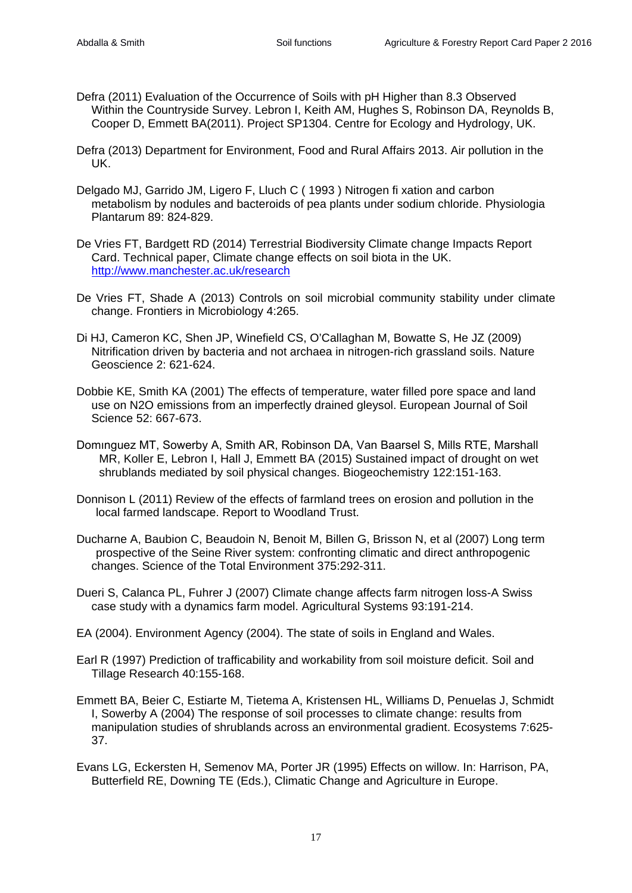Defra (2011) Evaluation of the Occurrence of Soils with pH Higher than 8.3 Observed Within the Countryside Survey. Lebron I, Keith AM, Hughes S, Robinson DA, Reynolds B, Cooper D, Emmett BA(2011). Project SP1304. Centre for Ecology and Hydrology, UK.

Defra (2013) Department for Environment, Food and Rural Affairs 2013. Air pollution in the UK.

Delgado MJ, Garrido JM, Ligero F, Lluch C ( 1993 ) Nitrogen fi xation and carbon metabolism by nodules and bacteroids of pea plants under sodium chloride. Physiologia Plantarum 89: 824-829.

De Vries FT, Bardgett RD (2014) Terrestrial Biodiversity Climate change Impacts Report Card. Technical paper, Climate change effects on soil biota in the UK. http://www.manchester.ac.uk/research

De Vries FT, Shade A (2013) Controls on soil microbial community stability under climate change. Frontiers in Microbiology 4:265.

Di HJ, Cameron KC, Shen JP, Winefield CS, O'Callaghan M, Bowatte S, He JZ (2009) Nitrification driven by bacteria and not archaea in nitrogen-rich grassland soils. Nature Geoscience 2: 621-624.

Dobbie KE, Smith KA (2001) The effects of temperature, water filled pore space and land use on N2O emissions from an imperfectly drained gleysol. European Journal of Soil Science 52: 667-673.

Domınguez MT, Sowerby A, Smith AR, Robinson DA, Van Baarsel S, Mills RTE, Marshall MR, Koller E, Lebron I, Hall J, Emmett BA (2015) Sustained impact of drought on wet shrublands mediated by soil physical changes. Biogeochemistry 122:151-163.

Donnison L (2011) Review of the effects of farmland trees on erosion and pollution in the local farmed landscape. Report to Woodland Trust.

Ducharne A, Baubion C, Beaudoin N, Benoit M, Billen G, Brisson N, et al (2007) Long term prospective of the Seine River system: confronting climatic and direct anthropogenic changes. Science of the Total Environment 375:292-311.

Dueri S, Calanca PL, Fuhrer J (2007) Climate change affects farm nitrogen loss-A Swiss case study with a dynamics farm model. Agricultural Systems 93:191-214.

EA (2004). Environment Agency (2004). The state of soils in England and Wales.

Earl R (1997) Prediction of trafficability and workability from soil moisture deficit. Soil and Tillage Research 40:155-168.

Emmett BA, Beier C, Estiarte M, Tietema A, Kristensen HL, Williams D, Penuelas J, Schmidt I, Sowerby A (2004) The response of soil processes to climate change: results from manipulation studies of shrublands across an environmental gradient. Ecosystems 7:625-37.

Evans LG, Eckersten H, Semenov MA, Porter JR (1995) Effects on willow. In: Harrison, PA, Butterfield RE, Downing TE (Eds.), Climatic Change and Agriculture in Europe.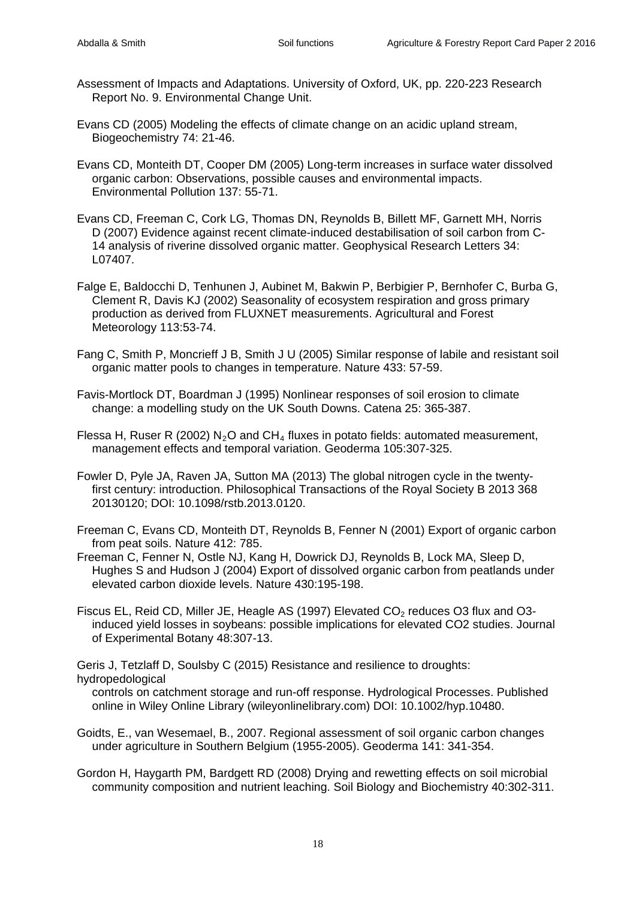Assessment of Impacts and Adaptations. University of Oxford, UK, pp. 220-223 Research Report No. 9. Environmental Change Unit.

Evans CD (2005) Modeling the effects of climate change on an acidic upland stream, Biogeochemistry 74: 21-46.

Evans CD, Monteith DT, Cooper DM (2005) Long-term increases in surface water dissolved organic carbon: Observations, possible causes and environmental impacts. Environmental Pollution 137: 55-71.

Evans CD, Freeman C, Cork LG, Thomas DN, Reynolds B, Billett MF, Garnett MH, Norris D (2007) Evidence against recent climate-induced destabilisation of soil carbon from C-14 analysis of riverine dissolved organic matter. Geophysical Research Letters 34: L07407.

Falge E, Baldocchi D, Tenhunen J, Aubinet M, Bakwin P, Berbigier P, Bernhofer C, Burba G, Clement R, Davis KJ (2002) Seasonality of ecosystem respiration and gross primary production as derived from FLUXNET measurements. Agricultural and Forest Meteorology 113:53-74.

Fang C, Smith P, Moncrieff J B, Smith J U (2005) Similar response of labile and resistant soil organic matter pools to changes in temperature. Nature 433: 57-59.

Favis-Mortlock DT, Boardman J (1995) Nonlinear responses of soil erosion to climate change: a modelling study on the UK South Downs. Catena 25: 365-387.

Flessa H, Ruser R (2002) $N_2O$ and $CH_4$ fluxes in potato fields: automated measurement, management effects and temporal variation. Geoderma 105:307-325.

Fowler D, Pyle JA, Raven JA, Sutton MA (2013) The global nitrogen cycle in the twenty-first century: introduction. Philosophical Transactions of the Royal Society B 2013 368 20130120; DOI: 10.1098/rstb.2013.0120.

Freeman C, Evans CD, Monteith DT, Reynolds B, Fenner N (2001) Export of organic carbon from peat soils. Nature 412: 785.

Freeman C, Fenner N, Ostle NJ, Kang H, Dowrick DJ, Reynolds B, Lock MA, Sleep D, Hughes S and Hudson J (2004) Export of dissolved organic carbon from peatlands under elevated carbon dioxide levels. Nature 430:195-198.

Fiscus EL, Reid CD, Miller JE, Heagle AS (1997) Elevated $CO_2$ reduces O3 flux and O3-induced yield losses in soybeans: possible implications for elevated CO2 studies. Journal of Experimental Botany 48:307-13.

Geris J, Tetzlaff D, Soulsby C (2015) Resistance and resilience to droughts: hydropedological controls on catchment storage and run-off response. Hydrological Processes. Published online in Wiley Online Library (wileyonlinelibrary.com) DOI: 10.1002/hyp.10480.

Goidts, E., van Wesemael, B., 2007. Regional assessment of soil organic carbon changes under agriculture in Southern Belgium (1955-2005). Geoderma 141: 341-354.

Gordon H, Haygarth PM, Bardgett RD (2008) Drying and rewetting effects on soil microbial community composition and nutrient leaching. Soil Biology and Biochemistry 40:302-311.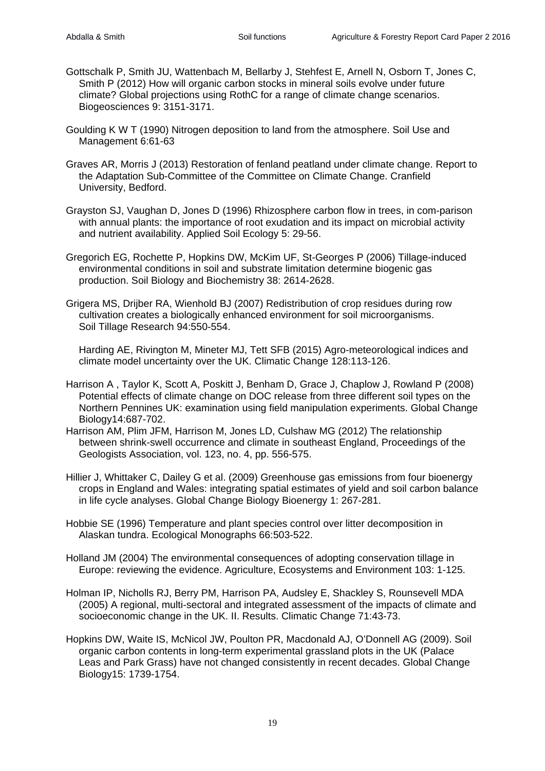Gottschalk P, Smith JU, Wattenbach M, Bellarby J, Stehfest E, Arnell N, Osborn T, Jones C, Smith P (2012) How will organic carbon stocks in mineral soils evolve under future climate? Global projections using RothC for a range of climate change scenarios. Biogeosciences 9: 3151-3171.

Goulding K W T (1990) Nitrogen deposition to land from the atmosphere. Soil Use and Management 6:61-63

Graves AR, Morris J (2013) Restoration of fenland peatland under climate change. Report to the Adaptation Sub-Committee of the Committee on Climate Change. Cranfield University, Bedford.

Grayston SJ, Vaughan D, Jones D (1996) Rhizosphere carbon flow in trees, in com-parison with annual plants: the importance of root exudation and its impact on microbial activity and nutrient availability. Applied Soil Ecology 5: 29-56.

Gregorich EG, Rochette P, Hopkins DW, McKim UF, St-Georges P (2006) Tillage-induced environmental conditions in soil and substrate limitation determine biogenic gas production. Soil Biology and Biochemistry 38: 2614-2628.

Grigera MS, Drijber RA, Wienhold BJ (2007) Redistribution of crop residues during row cultivation creates a biologically enhanced environment for soil microorganisms. Soil Tillage Research 94:550-554.

Harding AE, Rivington M, Mineter MJ, Tett SFB (2015) Agro-meteorological indices and climate model uncertainty over the UK. Climatic Change 128:113-126.

Harrison A , Taylor K, Scott A, Poskitt J, Benham D, Grace J, Chaplow J, Rowland P (2008) Potential effects of climate change on DOC release from three different soil types on the Northern Pennines UK: examination using field manipulation experiments. Global Change Biology14:687-702.

Harrison AM, Plim JFM, Harrison M, Jones LD, Culshaw MG (2012) The relationship between shrink-swell occurrence and climate in southeast England, Proceedings of the Geologists Association, vol. 123, no. 4, pp. 556-575.

Hillier J, Whittaker C, Dailey G et al. (2009) Greenhouse gas emissions from four bioenergy crops in England and Wales: integrating spatial estimates of yield and soil carbon balance in life cycle analyses. Global Change Biology Bioenergy 1: 267-281.

Hobbie SE (1996) Temperature and plant species control over litter decomposition in Alaskan tundra. Ecological Monographs 66:503-522.

Holland JM (2004) The environmental consequences of adopting conservation tillage in Europe: reviewing the evidence. Agriculture, Ecosystems and Environment 103: 1-125.

Holman IP, Nicholls RJ, Berry PM, Harrison PA, Audsley E, Shackley S, Rounsevell MDA (2005) A regional, multi-sectoral and integrated assessment of the impacts of climate and socioeconomic change in the UK. II. Results. Climatic Change 71:43-73.

Hopkins DW, Waite IS, McNicol JW, Poulton PR, Macdonald AJ, O'Donnell AG (2009). Soil organic carbon contents in long-term experimental grassland plots in the UK (Palace Leas and Park Grass) have not changed consistently in recent decades. Global Change Biology15: 1739-1754.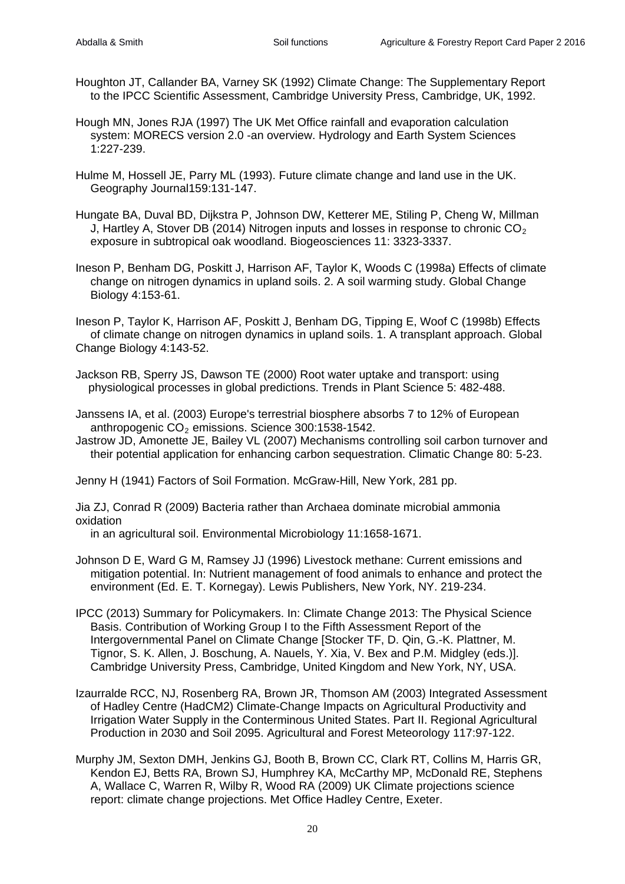Houghton JT, Callander BA, Varney SK (1992) Climate Change: The Supplementary Report to the IPCC Scientific Assessment, Cambridge University Press, Cambridge, UK, 1992.

Hough MN, Jones RJA (1997) The UK Met Office rainfall and evaporation calculation system: MORECS version 2.0 -an overview. Hydrology and Earth System Sciences 1:227-239.

Hulme M, Hossell JE, Parry ML (1993). Future climate change and land use in the UK. Geography Journal159:131-147.

Hungate BA, Duval BD, Dijkstra P, Johnson DW, Ketterer ME, Stiling P, Cheng W, Millman J, Hartley A, Stover DB (2014) Nitrogen inputs and losses in response to chronic $CO_2$ exposure in subtropical oak woodland. Biogeosciences 11: 3323-3337.

Ineson P, Benham DG, Poskitt J, Harrison AF, Taylor K, Woods C (1998a) Effects of climate change on nitrogen dynamics in upland soils. 2. A soil warming study. Global Change Biology 4:153-61.

Ineson P, Taylor K, Harrison AF, Poskitt J, Benham DG, Tipping E, Woof C (1998b) Effects of climate change on nitrogen dynamics in upland soils. 1. A transplant approach. Global Change Biology 4:143-52.

Jackson RB, Sperry JS, Dawson TE (2000) Root water uptake and transport: using physiological processes in global predictions. Trends in Plant Science 5: 482-488.

Janssens IA, et al. (2003) Europe's terrestrial biosphere absorbs 7 to 12% of European anthropogenic $CO_2$ emissions. Science 300:1538-1542.

Jastrow JD, Amonette JE, Bailey VL (2007) Mechanisms controlling soil carbon turnover and their potential application for enhancing carbon sequestration. Climatic Change 80: 5-23.

Jenny H (1941) Factors of Soil Formation. McGraw-Hill, New York, 281 pp.

Jia ZJ, Conrad R (2009) Bacteria rather than Archaea dominate microbial ammonia oxidation in an agricultural soil. Environmental Microbiology 11:1658-1671.

Johnson D E, Ward G M, Ramsey JJ (1996) Livestock methane: Current emissions and mitigation potential. In: Nutrient management of food animals to enhance and protect the environment (Ed. E. T. Kornegay). Lewis Publishers, New York, NY. 219-234.

IPCC (2013) Summary for Policymakers. In: Climate Change 2013: The Physical Science Basis. Contribution of Working Group I to the Fifth Assessment Report of the Intergovernmental Panel on Climate Change [Stocker TF, D. Qin, G.-K. Plattner, M. Tignor, S. K. Allen, J. Boschung, A. Nauels, Y. Xia, V. Bex and P.M. Midgley (eds.)]. Cambridge University Press, Cambridge, United Kingdom and New York, NY, USA.

Izaurralde RCC, NJ, Rosenberg RA, Brown JR, Thomson AM (2003) Integrated Assessment of Hadley Centre (HadCM2) Climate-Change Impacts on Agricultural Productivity and Irrigation Water Supply in the Conterminous United States. Part II. Regional Agricultural Production in 2030 and Soil 2095. Agricultural and Forest Meteorology 117:97-122.

Murphy JM, Sexton DMH, Jenkins GJ, Booth B, Brown CC, Clark RT, Collins M, Harris GR, Kendon EJ, Betts RA, Brown SJ, Humphrey KA, McCarthy MP, McDonald RE, Stephens A, Wallace C, Warren R, Wilby R, Wood RA (2009) UK Climate projections science report: climate change projections. Met Office Hadley Centre, Exeter.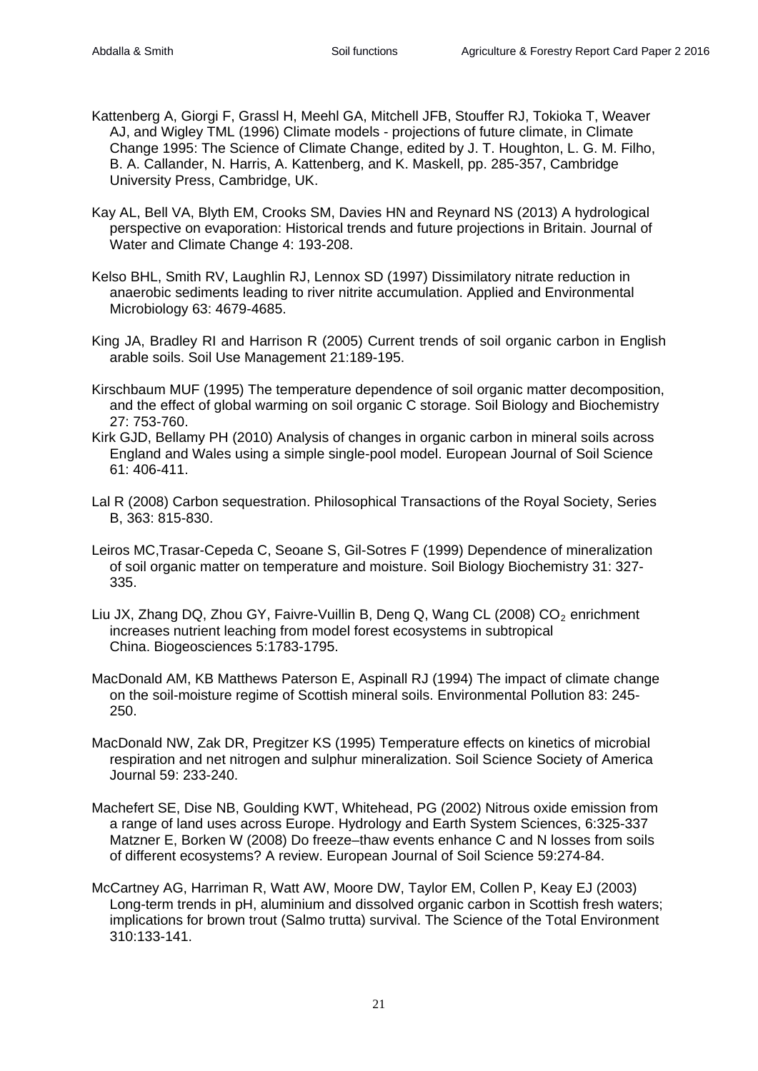Kattenberg A, Giorgi F, Grassl H, Meehl GA, Mitchell JFB, Stouffer RJ, Tokioka T, Weaver AJ, and Wigley TML (1996) Climate models - projections of future climate, in Climate Change 1995: The Science of Climate Change, edited by J. T. Houghton, L. G. M. Filho, B. A. Callander, N. Harris, A. Kattenberg, and K. Maskell, pp. 285-357, Cambridge University Press, Cambridge, UK.

Kay AL, Bell VA, Blyth EM, Crooks SM, Davies HN and Reynard NS (2013) A hydrological perspective on evaporation: Historical trends and future projections in Britain. Journal of Water and Climate Change 4: 193-208.

Kelso BHL, Smith RV, Laughlin RJ, Lennox SD (1997) Dissimilatory nitrate reduction in anaerobic sediments leading to river nitrite accumulation. Applied and Environmental Microbiology 63: 4679-4685.

King JA, Bradley RI and Harrison R (2005) Current trends of soil organic carbon in English arable soils. Soil Use Management 21:189-195.

Kirschbaum MUF (1995) The temperature dependence of soil organic matter decomposition, and the effect of global warming on soil organic C storage. Soil Biology and Biochemistry 27: 753-760.

Kirk GJD, Bellamy PH (2010) Analysis of changes in organic carbon in mineral soils across England and Wales using a simple single-pool model. European Journal of Soil Science 61: 406-411.

Lal R (2008) Carbon sequestration. Philosophical Transactions of the Royal Society, Series B, 363: 815-830.

Leiros MC,Trasar-Cepeda C, Seoane S, Gil-Sotres F (1999) Dependence of mineralization of soil organic matter on temperature and moisture. Soil Biology Biochemistry 31: 327-335.

Liu JX, Zhang DQ, Zhou GY, Faivre-Vuillin B, Deng Q, Wang CL (2008) $CO_2$ enrichment increases nutrient leaching from model forest ecosystems in subtropical China. Biogeosciences 5:1783-1795.

MacDonald AM, KB Matthews Paterson E, Aspinall RJ (1994) The impact of climate change on the soil-moisture regime of Scottish mineral soils. Environmental Pollution 83: 245-250.

MacDonald NW, Zak DR, Pregitzer KS (1995) Temperature effects on kinetics of microbial respiration and net nitrogen and sulphur mineralization. Soil Science Society of America Journal 59: 233-240.

Machefert SE, Dise NB, Goulding KWT, Whitehead, PG (2002) Nitrous oxide emission from a range of land uses across Europe. Hydrology and Earth System Sciences, 6:325-337

Matzner E, Borken W (2008) Do freeze–thaw events enhance C and N losses from soils of different ecosystems? A review. European Journal of Soil Science 59:274-84.

McCartney AG, Harriman R, Watt AW, Moore DW, Taylor EM, Collen P, Keay EJ (2003) Long-term trends in pH, aluminium and dissolved organic carbon in Scottish fresh waters; implications for brown trout (Salmo trutta) survival. The Science of the Total Environment 310:133-141.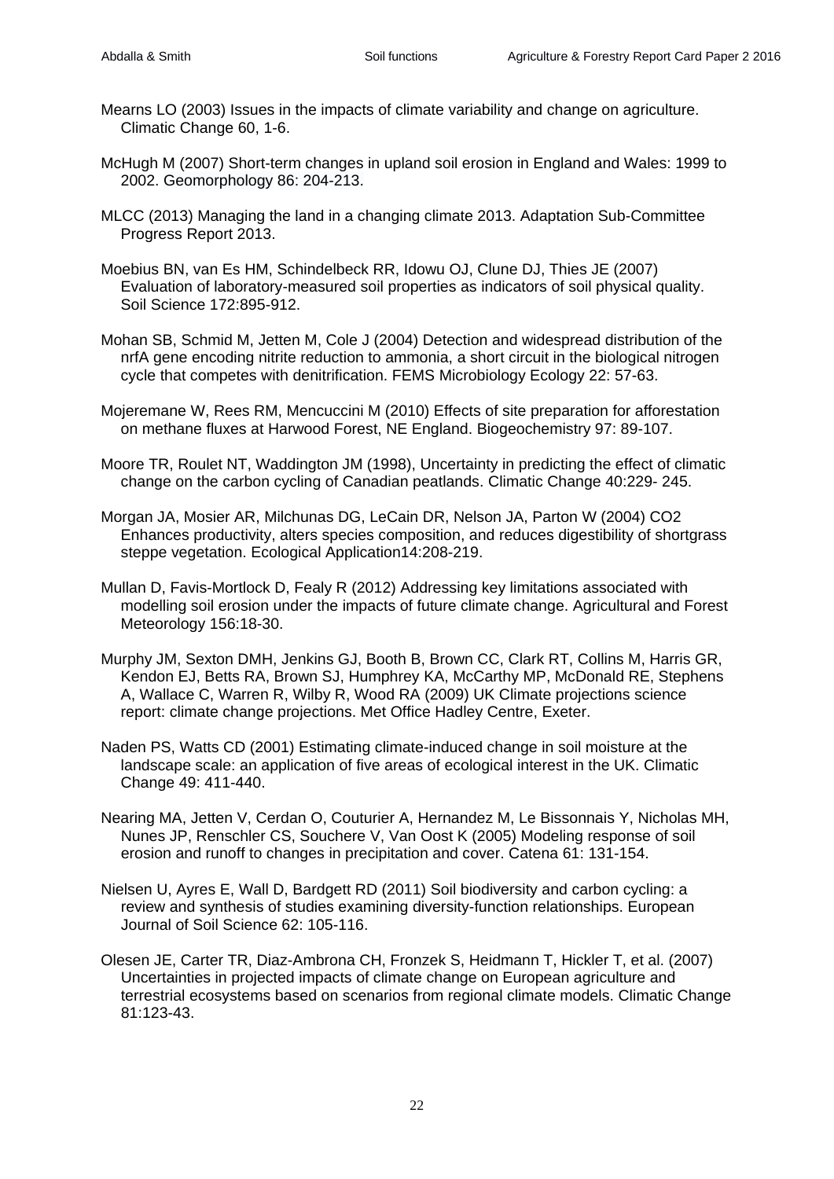Mearns LO (2003) Issues in the impacts of climate variability and change on agriculture. Climatic Change 60, 1-6.

McHugh M (2007) Short-term changes in upland soil erosion in England and Wales: 1999 to 2002. Geomorphology 86: 204-213.

MLCC (2013) Managing the land in a changing climate 2013. Adaptation Sub-Committee Progress Report 2013.

Moebius BN, van Es HM, Schindelbeck RR, Idowu OJ, Clune DJ, Thies JE (2007) Evaluation of laboratory-measured soil properties as indicators of soil physical quality. Soil Science 172:895-912.

Mohan SB, Schmid M, Jetten M, Cole J (2004) Detection and widespread distribution of the nrfA gene encoding nitrite reduction to ammonia, a short circuit in the biological nitrogen cycle that competes with denitrification. FEMS Microbiology Ecology 22: 57-63.

Mojeremane W, Rees RM, Mencuccini M (2010) Effects of site preparation for afforestation on methane fluxes at Harwood Forest, NE England. Biogeochemistry 97: 89-107.

Moore TR, Roulet NT, Waddington JM (1998), Uncertainty in predicting the effect of climatic change on the carbon cycling of Canadian peatlands. Climatic Change 40:229- 245.

Morgan JA, Mosier AR, Milchunas DG, LeCain DR, Nelson JA, Parton W (2004) CO2 Enhances productivity, alters species composition, and reduces digestibility of shortgrass steppe vegetation. Ecological Application14:208-219.

Mullan D, Favis-Mortlock D, Fealy R (2012) Addressing key limitations associated with modelling soil erosion under the impacts of future climate change. Agricultural and Forest Meteorology 156:18-30.

Murphy JM, Sexton DMH, Jenkins GJ, Booth B, Brown CC, Clark RT, Collins M, Harris GR, Kendon EJ, Betts RA, Brown SJ, Humphrey KA, McCarthy MP, McDonald RE, Stephens A, Wallace C, Warren R, Wilby R, Wood RA (2009) UK Climate projections science report: climate change projections. Met Office Hadley Centre, Exeter.

Naden PS, Watts CD (2001) Estimating climate-induced change in soil moisture at the landscape scale: an application of five areas of ecological interest in the UK. Climatic Change 49: 411-440.

Nearing MA, Jetten V, Cerdan O, Couturier A, Hernandez M, Le Bissonnais Y, Nicholas MH, Nunes JP, Renschler CS, Souchere V, Van Oost K (2005) Modeling response of soil erosion and runoff to changes in precipitation and cover. Catena 61: 131-154.

Nielsen U, Ayres E, Wall D, Bardgett RD (2011) Soil biodiversity and carbon cycling: a review and synthesis of studies examining diversity-function relationships. European Journal of Soil Science 62: 105-116.

Olesen JE, Carter TR, Diaz-Ambrona CH, Fronzek S, Heidmann T, Hickler T, et al. (2007) Uncertainties in projected impacts of climate change on European agriculture and terrestrial ecosystems based on scenarios from regional climate models. Climatic Change 81:123-43.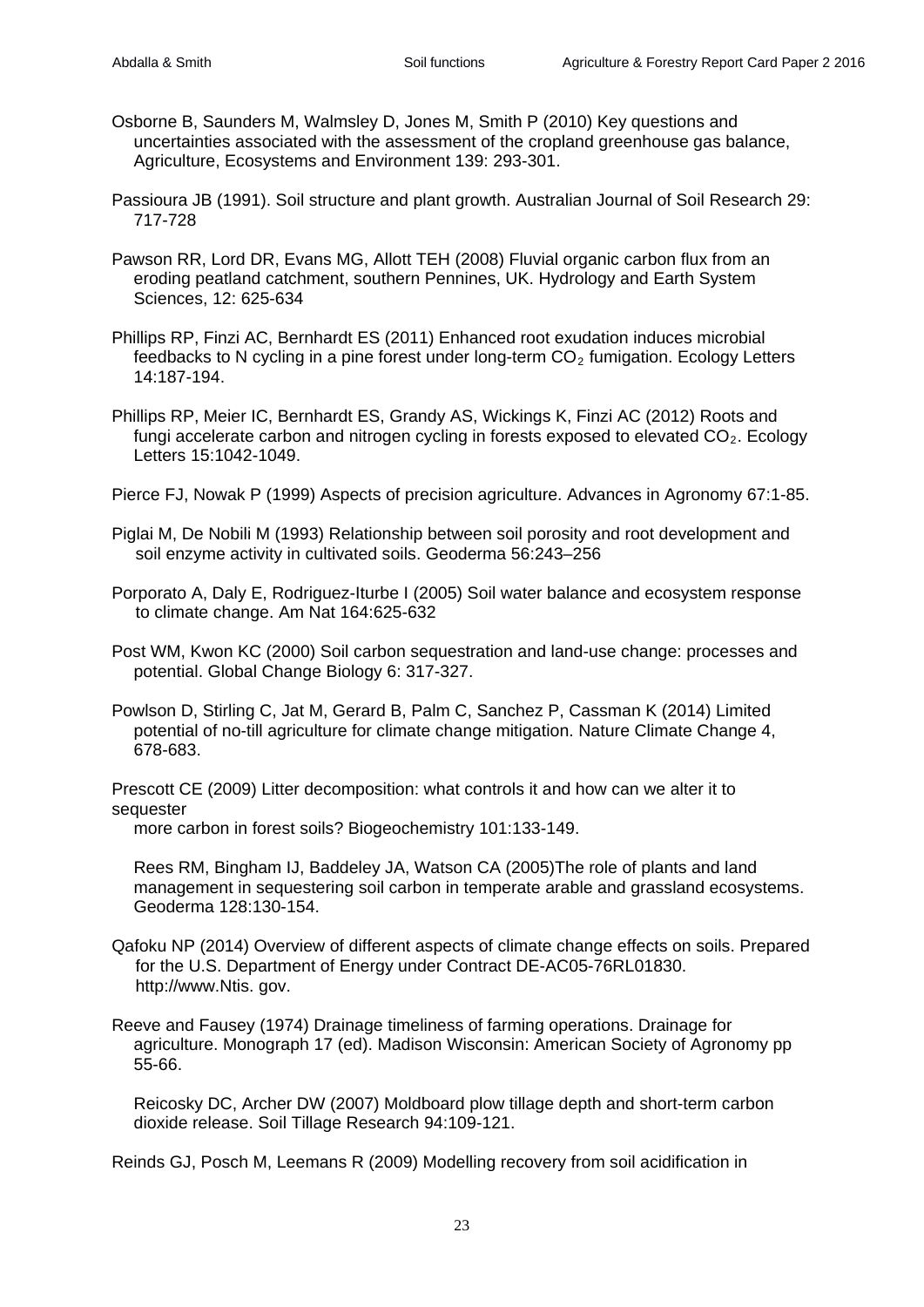Osborne B, Saunders M, Walmsley D, Jones M, Smith P (2010) Key questions and uncertainties associated with the assessment of the cropland greenhouse gas balance, Agriculture, Ecosystems and Environment 139: 293-301.

Passioura JB (1991). Soil structure and plant growth. Australian Journal of Soil Research 29: 717-728

Pawson RR, Lord DR, Evans MG, Allott TEH (2008) Fluvial organic carbon flux from an eroding peatland catchment, southern Pennines, UK. Hydrology and Earth System Sciences, 12: 625-634

Phillips RP, Finzi AC, Bernhardt ES (2011) Enhanced root exudation induces microbial feedbacks to N cycling in a pine forest under long-term $CO_2$ fumigation. Ecology Letters 14:187-194.

Phillips RP, Meier IC, Bernhardt ES, Grandy AS, Wickings K, Finzi AC (2012) Roots and fungi accelerate carbon and nitrogen cycling in forests exposed to elevated $CO_2$. Ecology Letters 15:1042-1049.

Pierce FJ, Nowak P (1999) Aspects of precision agriculture. Advances in Agronomy 67:1-85.

Piglai M, De Nobili M (1993) Relationship between soil porosity and root development and soil enzyme activity in cultivated soils. Geoderma 56:243–256

Porporato A, Daly E, Rodriguez-Iturbe I (2005) Soil water balance and ecosystem response to climate change. Am Nat 164:625-632

Post WM, Kwon KC (2000) Soil carbon sequestration and land-use change: processes and potential. Global Change Biology 6: 317-327.

Powlson D, Stirling C, Jat M, Gerard B, Palm C, Sanchez P, Cassman K (2014) Limited potential of no-till agriculture for climate change mitigation. Nature Climate Change 4, 678-683.

Prescott CE (2009) Litter decomposition: what controls it and how can we alter it to sequester
more carbon in forest soils? Biogeochemistry 101:133-149.

Rees RM, Bingham IJ, Baddeley JA, Watson CA (2005)The role of plants and land management in sequestering soil carbon in temperate arable and grassland ecosystems. Geoderma 128:130-154.

Qafoku NP (2014) Overview of different aspects of climate change effects on soils. Prepared for the U.S. Department of Energy under Contract DE-AC05-76RL01830. http://www.Ntis. gov.

Reeve and Fausey (1974) Drainage timeliness of farming operations. Drainage for agriculture. Monograph 17 (ed). Madison Wisconsin: American Society of Agronomy pp 55-66.

Reicosky DC, Archer DW (2007) Moldboard plow tillage depth and short-term carbon dioxide release. Soil Tillage Research 94:109-121.

Reinds GJ, Posch M, Leemans R (2009) Modelling recovery from soil acidification in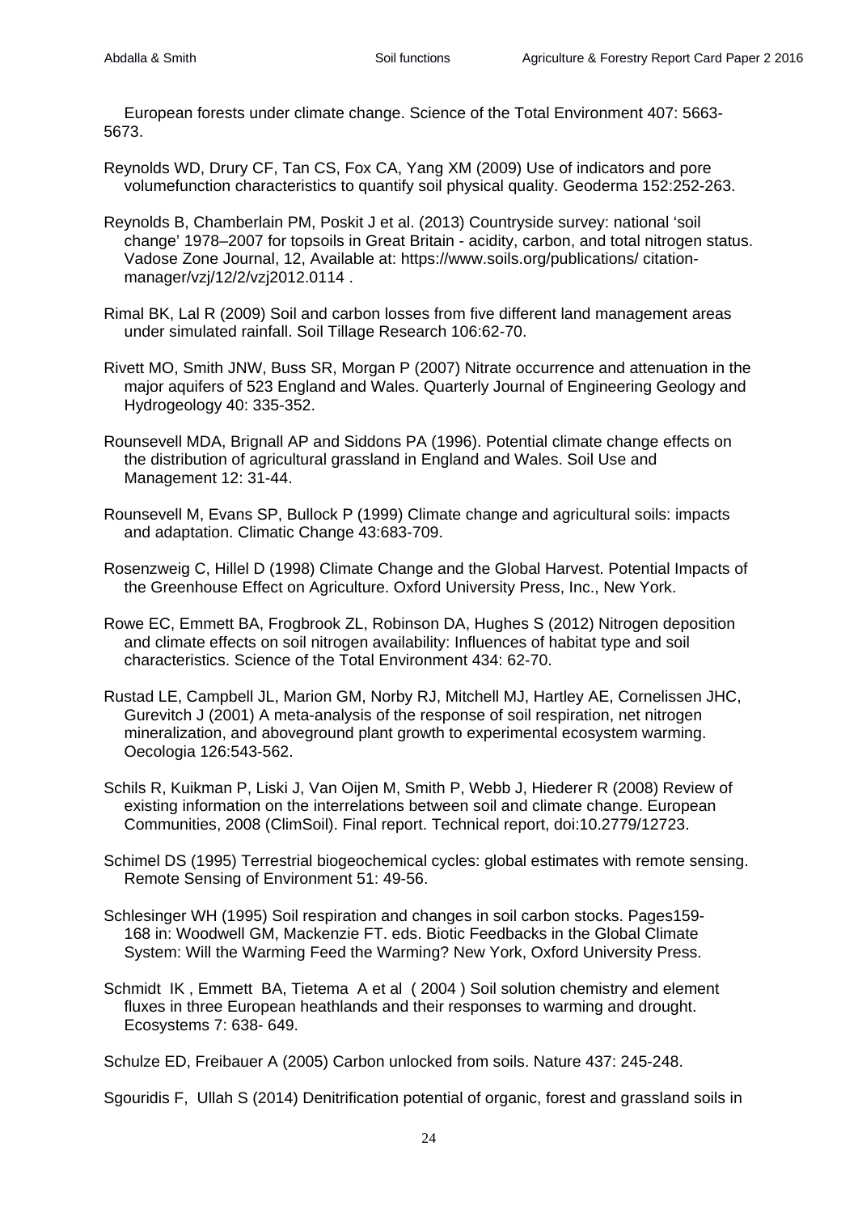European forests under climate change. Science of the Total Environment 407: 5663-5673.

Reynolds WD, Drury CF, Tan CS, Fox CA, Yang XM (2009) Use of indicators and pore volumefunction characteristics to quantify soil physical quality. Geoderma 152:252-263.

Reynolds B, Chamberlain PM, Poskit J et al. (2013) Countryside survey: national 'soil change' 1978–2007 for topsoils in Great Britain - acidity, carbon, and total nitrogen status. Vadose Zone Journal, 12, Available at: https://www.soils.org/publications/ citation-manager/vzj/12/2/vzj2012.0114 .

Rimal BK, Lal R (2009) Soil and carbon losses from five different land management areas under simulated rainfall. Soil Tillage Research 106:62-70.

Rivett MO, Smith JNW, Buss SR, Morgan P (2007) Nitrate occurrence and attenuation in the major aquifers of 523 England and Wales. Quarterly Journal of Engineering Geology and Hydrogeology 40: 335-352.

Rounsevell MDA, Brignall AP and Siddons PA (1996). Potential climate change effects on the distribution of agricultural grassland in England and Wales. Soil Use and Management 12: 31-44.

Rounsevell M, Evans SP, Bullock P (1999) Climate change and agricultural soils: impacts and adaptation. Climatic Change 43:683-709.

Rosenzweig C, Hillel D (1998) Climate Change and the Global Harvest. Potential Impacts of the Greenhouse Effect on Agriculture. Oxford University Press, Inc., New York.

Rowe EC, Emmett BA, Frogbrook ZL, Robinson DA, Hughes S (2012) Nitrogen deposition and climate effects on soil nitrogen availability: Influences of habitat type and soil characteristics. Science of the Total Environment 434: 62-70.

Rustad LE, Campbell JL, Marion GM, Norby RJ, Mitchell MJ, Hartley AE, Cornelissen JHC, Gurevitch J (2001) A meta-analysis of the response of soil respiration, net nitrogen mineralization, and aboveground plant growth to experimental ecosystem warming. Oecologia 126:543-562.

Schils R, Kuikman P, Liski J, Van Oijen M, Smith P, Webb J, Hiederer R (2008) Review of existing information on the interrelations between soil and climate change. European Communities, 2008 (ClimSoil). Final report. Technical report, doi:10.2779/12723.

Schimel DS (1995) Terrestrial biogeochemical cycles: global estimates with remote sensing. Remote Sensing of Environment 51: 49-56.

Schlesinger WH (1995) Soil respiration and changes in soil carbon stocks. Pages159-168 in: Woodwell GM, Mackenzie FT. eds. Biotic Feedbacks in the Global Climate System: Will the Warming Feed the Warming? New York, Oxford University Press.

Schmidt IK , Emmett BA, Tietema A et al ( 2004 ) Soil solution chemistry and element fluxes in three European heathlands and their responses to warming and drought. Ecosystems 7: 638- 649.

Schulze ED, Freibauer A (2005) Carbon unlocked from soils. Nature 437: 245-248.

Sgouridis F, Ullah S (2014) Denitrification potential of organic, forest and grassland soils in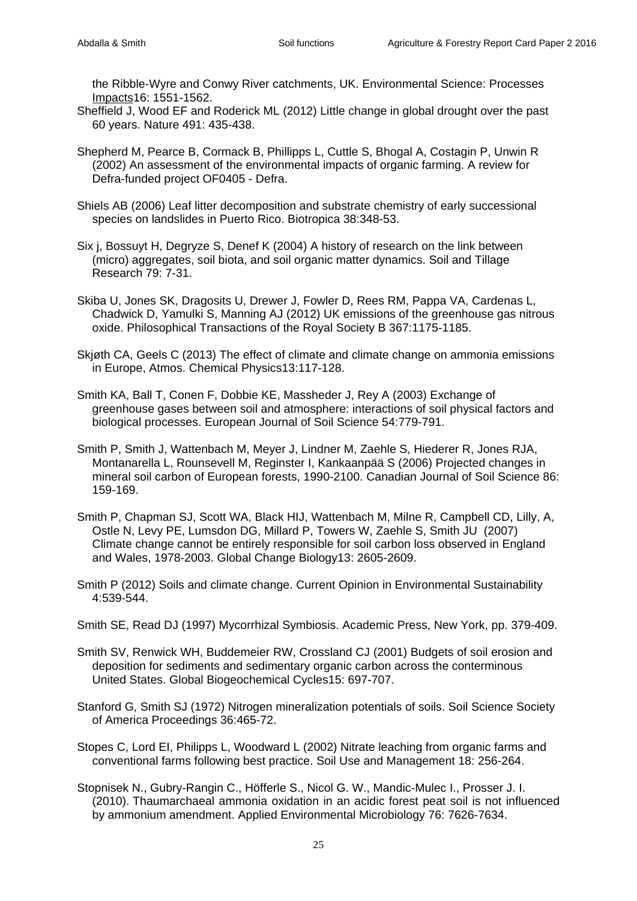the Ribble-Wyre and Conwy River catchments, UK. Environmental Science: Processes Impacts16: 1551-1562.

Sheffield J, Wood EF and Roderick ML (2012) Little change in global drought over the past 60 years. Nature 491: 435-438.

Shepherd M, Pearce B, Cormack B, Phillipps L, Cuttle S, Bhogal A, Costagin P, Unwin R (2002) An assessment of the environmental impacts of organic farming. A review for Defra-funded project OF0405 - Defra.

Shiels AB (2006) Leaf litter decomposition and substrate chemistry of early successional species on landslides in Puerto Rico. Biotropica 38:348-53.

Six j, Bossuyt H, Degryze S, Denef K (2004) A history of research on the link between (micro) aggregates, soil biota, and soil organic matter dynamics. Soil and Tillage Research 79: 7-31.

Skiba U, Jones SK, Dragosits U, Drewer J, Fowler D, Rees RM, Pappa VA, Cardenas L, Chadwick D, Yamulki S, Manning AJ (2012) UK emissions of the greenhouse gas nitrous oxide. Philosophical Transactions of the Royal Society B 367:1175-1185.

Skjøth CA, Geels C (2013) The effect of climate and climate change on ammonia emissions in Europe, Atmos. Chemical Physics13:117-128.

Smith KA, Ball T, Conen F, Dobbie KE, Massheder J, Rey A (2003) Exchange of greenhouse gases between soil and atmosphere: interactions of soil physical factors and biological processes. European Journal of Soil Science 54:779-791.

Smith P, Smith J, Wattenbach M, Meyer J, Lindner M, Zaehle S, Hiederer R, Jones RJA, Montanarella L, Rounsevell M, Reginster I, Kankaanpää S (2006) Projected changes in mineral soil carbon of European forests, 1990-2100. Canadian Journal of Soil Science 86: 159-169.

Smith P, Chapman SJ, Scott WA, Black HIJ, Wattenbach M, Milne R, Campbell CD, Lilly, A, Ostle N, Levy PE, Lumsdon DG, Millard P, Towers W, Zaehle S, Smith JU (2007) Climate change cannot be entirely responsible for soil carbon loss observed in England and Wales, 1978-2003. Global Change Biology13: 2605-2609.

Smith P (2012) Soils and climate change. Current Opinion in Environmental Sustainability 4:539-544.

Smith SE, Read DJ (1997) Mycorrhizal Symbiosis. Academic Press, New York, pp. 379-409.

Smith SV, Renwick WH, Buddemeier RW, Crossland CJ (2001) Budgets of soil erosion and deposition for sediments and sedimentary organic carbon across the conterminous United States. Global Biogeochemical Cycles15: 697-707.

Stanford G, Smith SJ (1972) Nitrogen mineralization potentials of soils. Soil Science Society of America Proceedings 36:465-72.

Stopes C, Lord EI, Philipps L, Woodward L (2002) Nitrate leaching from organic farms and conventional farms following best practice. Soil Use and Management 18: 256-264.

Stopnisek N., Gubry-Rangin C., Höfferle S., Nicol G. W., Mandic-Mulec I., Prosser J. I. (2010). Thaumarchaeal ammonia oxidation in an acidic forest peat soil is not influenced by ammonium amendment. Applied Environmental Microbiology 76: 7626-7634.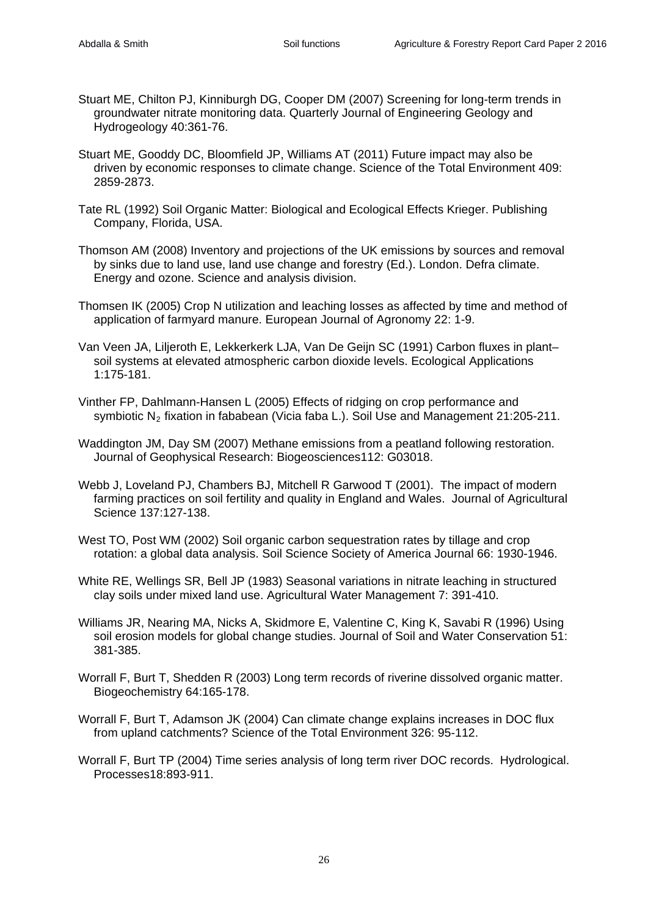Stuart ME, Chilton PJ, Kinniburgh DG, Cooper DM (2007) Screening for long-term trends in groundwater nitrate monitoring data. Quarterly Journal of Engineering Geology and Hydrogeology 40:361-76.

Stuart ME, Gooddy DC, Bloomfield JP, Williams AT (2011) Future impact may also be driven by economic responses to climate change. Science of the Total Environment 409: 2859-2873.

Tate RL (1992) Soil Organic Matter: Biological and Ecological Effects Krieger. Publishing Company, Florida, USA.

Thomson AM (2008) Inventory and projections of the UK emissions by sources and removal by sinks due to land use, land use change and forestry (Ed.). London. Defra climate. Energy and ozone. Science and analysis division.

Thomsen IK (2005) Crop N utilization and leaching losses as affected by time and method of application of farmyard manure. European Journal of Agronomy 22: 1-9.

Van Veen JA, Liljeroth E, Lekkerkerk LJA, Van De Geijn SC (1991) Carbon fluxes in plant–soil systems at elevated atmospheric carbon dioxide levels. Ecological Applications 1:175-181.

Vinther FP, Dahlmann-Hansen L (2005) Effects of ridging on crop performance and symbiotic $N_2$ fixation in fababean (Vicia faba L.). Soil Use and Management 21:205-211.

Waddington JM, Day SM (2007) Methane emissions from a peatland following restoration. Journal of Geophysical Research: Biogeosciences112: G03018.

Webb J, Loveland PJ, Chambers BJ, Mitchell R Garwood T (2001). The impact of modern farming practices on soil fertility and quality in England and Wales. Journal of Agricultural Science 137:127-138.

West TO, Post WM (2002) Soil organic carbon sequestration rates by tillage and crop rotation: a global data analysis. Soil Science Society of America Journal 66: 1930-1946.

White RE, Wellings SR, Bell JP (1983) Seasonal variations in nitrate leaching in structured clay soils under mixed land use. Agricultural Water Management 7: 391-410.

Williams JR, Nearing MA, Nicks A, Skidmore E, Valentine C, King K, Savabi R (1996) Using soil erosion models for global change studies. Journal of Soil and Water Conservation 51: 381-385.

Worrall F, Burt T, Shedden R (2003) Long term records of riverine dissolved organic matter. Biogeochemistry 64:165-178.

Worrall F, Burt T, Adamson JK (2004) Can climate change explains increases in DOC flux from upland catchments? Science of the Total Environment 326: 95-112.

Worrall F, Burt TP (2004) Time series analysis of long term river DOC records. Hydrological. Processes18:893-911.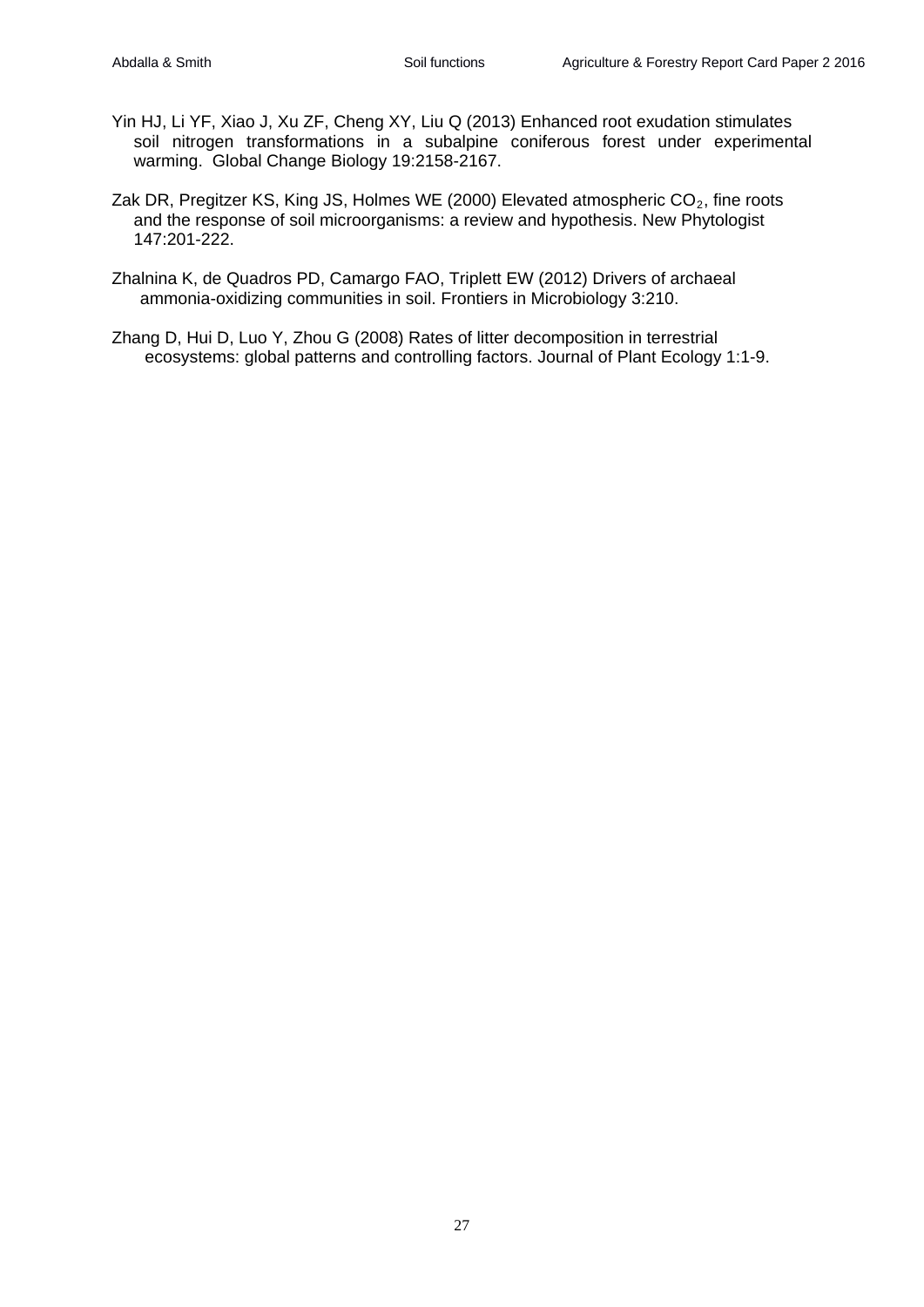Yin HJ, Li YF, Xiao J, Xu ZF, Cheng XY, Liu Q (2013) Enhanced root exudation stimulates soil nitrogen transformations in a subalpine coniferous forest under experimental warming. Global Change Biology 19:2158-2167.

Zak DR, Pregitzer KS, King JS, Holmes WE (2000) Elevated atmospheric $CO_2$, fine roots and the response of soil microorganisms: a review and hypothesis. New Phytologist 147:201-222.

Zhalnina K, de Quadros PD, Camargo FAO, Triplett EW (2012) Drivers of archaeal ammonia-oxidizing communities in soil. Frontiers in Microbiology 3:210.

Zhang D, Hui D, Luo Y, Zhou G (2008) Rates of litter decomposition in terrestrial ecosystems: global patterns and controlling factors. Journal of Plant Ecology 1:1-9.